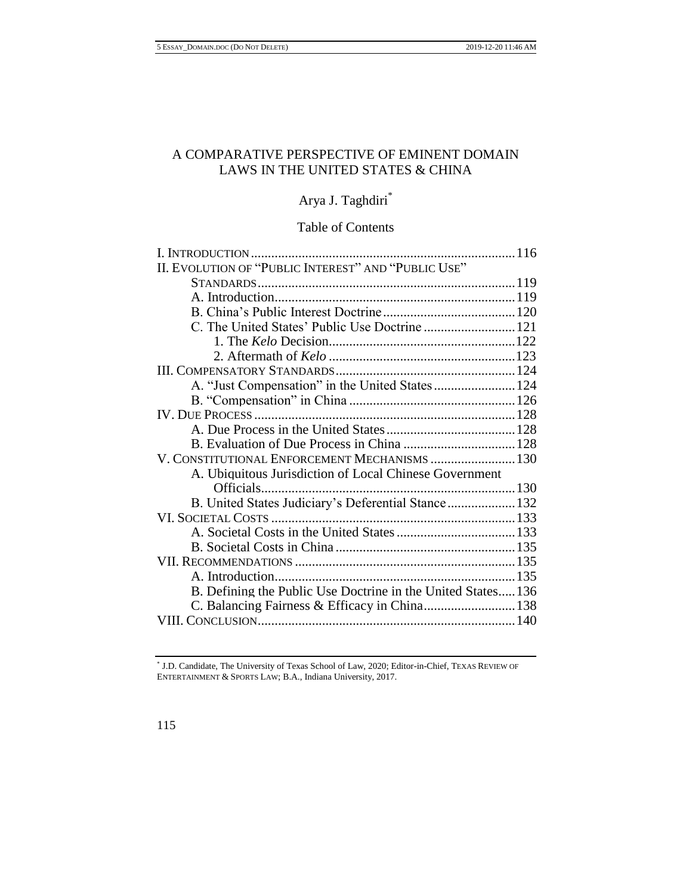# A COMPARATIVE PERSPECTIVE OF EMINENT DOMAIN LAWS IN THE UNITED STATES & CHINA

## Arya J. Taghdiri*

### Table of Contents

I. INTRODUCTION ............ 116

II. EVOLUTION OF "PUBLIC INTEREST" AND "PUBLIC USE" STANDARDS ............ 119

- A. Introduction ............ 119
- B. China's Public Interest Doctrine ............ 120
- C. The United States' Public Use Doctrine ............ 121
  - 1. The *Kelo* Decision ............ 122
  - 2. Aftermath of *Kelo* ............ 123

III. COMPENSATORY STANDARDS ............ 124

- A. "Just Compensation" in the United States ............ 124
- B. "Compensation" in China ............ 126

IV. DUE PROCESS ............ 128

- A. Due Process in the United States ............ 128
- B. Evaluation of Due Process in China ............ 128

V. CONSTITUTIONAL ENFORCEMENT MECHANISMS ............ 130

- A. Ubiquitous Jurisdiction of Local Chinese Government Officials ............ 130
- B. United States Judiciary's Deferential Stance ............ 132

VI. SOCIETAL COSTS ............ 133

- A. Societal Costs in the United States ............ 133
- B. Societal Costs in China ............ 135

VII. RECOMMENDATIONS ............ 135

- A. Introduction ............ 135
- B. Defining the Public Use Doctrine in the United States ............ 136
- C. Balancing Fairness & Efficacy in China ............ 138

VIII. CONCLUSION ............ 140

---

\* J.D. Candidate, The University of Texas School of Law, 2020; Editor-in-Chief, TEXAS REVIEW OF ENTERTAINMENT & SPORTS LAW; B.A., Indiana University, 2017.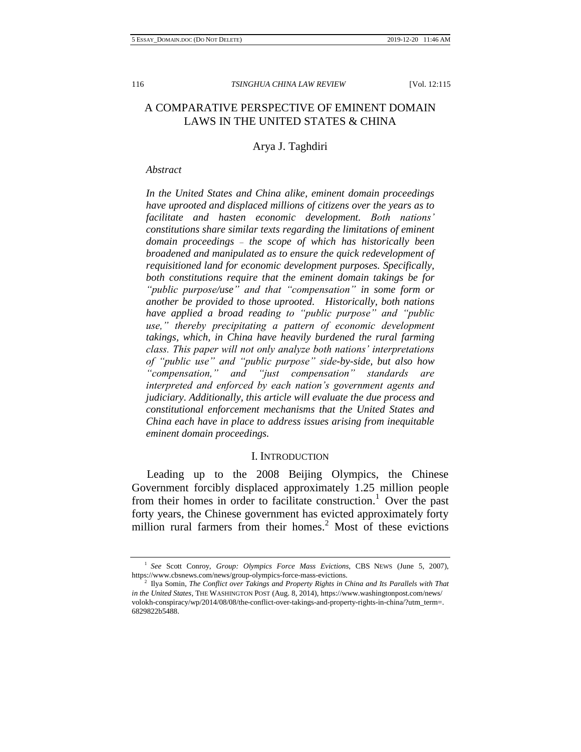# A COMPARATIVE PERSPECTIVE OF EMINENT DOMAIN LAWS IN THE UNITED STATES & CHINA

Arya J. Taghdiri

*Abstract*

*In the United States and China alike, eminent domain proceedings have uprooted and displaced millions of citizens over the years as to facilitate and hasten economic development. Both nations' constitutions share similar texts regarding the limitations of eminent domain proceedings – the scope of which has historically been broadened and manipulated as to ensure the quick redevelopment of requisitioned land for economic development purposes. Specifically, both constitutions require that the eminent domain takings be for "public purpose/use" and that "compensation" in some form or another be provided to those uprooted. Historically, both nations have applied a broad reading to "public purpose" and "public use," thereby precipitating a pattern of economic development takings, which, in China have heavily burdened the rural farming class. This paper will not only analyze both nations' interpretations of "public use" and "public purpose" side-by-side, but also how "compensation," and "just compensation" standards are interpreted and enforced by each nation's government agents and judiciary. Additionally, this article will evaluate the due process and constitutional enforcement mechanisms that the United States and China each have in place to address issues arising from inequitable eminent domain proceedings.*

## I. INTRODUCTION

Leading up to the 2008 Beijing Olympics, the Chinese Government forcibly displaced approximately 1.25 million people from their homes in order to facilitate construction.[1] Over the past forty years, the Chinese government has evicted approximately forty million rural farmers from their homes.[2] Most of these evictions

---

[1] *See* Scott Conroy, *Group: Olympics Force Mass Evictions*, CBS NEWS (June 5, 2007), https://www.cbsnews.com/news/group-olympics-force-mass-evictions.

[2] Ilya Somin, *The Conflict over Takings and Property Rights in China and Its Parallels with That in the United States*, THE WASHINGTON POST (Aug. 8, 2014), https://www.washingtonpost.com/news/volokh-conspiracy/wp/2014/08/08/the-conflict-over-takings-and-property-rights-in-china/?utm_term=.6829822b5488.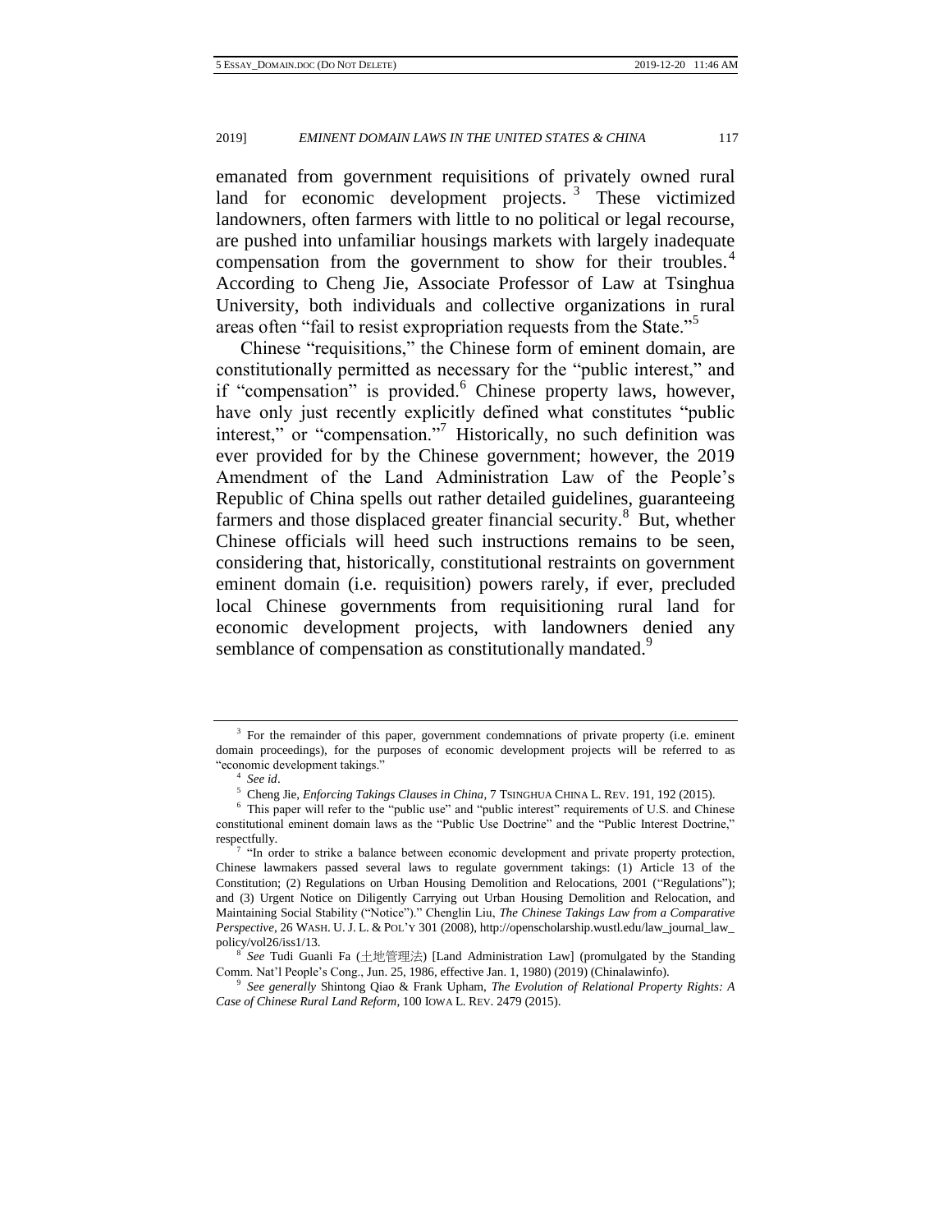emanated from government requisitions of privately owned rural land for economic development projects.[3] These victimized landowners, often farmers with little to no political or legal recourse, are pushed into unfamiliar housings markets with largely inadequate compensation from the government to show for their troubles.[4] According to Cheng Jie, Associate Professor of Law at Tsinghua University, both individuals and collective organizations in rural areas often "fail to resist expropriation requests from the State."[5]

Chinese "requisitions," the Chinese form of eminent domain, are constitutionally permitted as necessary for the "public interest," and if "compensation" is provided.[6] Chinese property laws, however, have only just recently explicitly defined what constitutes "public interest," or "compensation."[7] Historically, no such definition was ever provided for by the Chinese government; however, the 2019 Amendment of the Land Administration Law of the People's Republic of China spells out rather detailed guidelines, guaranteeing farmers and those displaced greater financial security.[8] But, whether Chinese officials will heed such instructions remains to be seen, considering that, historically, constitutional restraints on government eminent domain (i.e. requisition) powers rarely, if ever, precluded local Chinese governments from requisitioning rural land for economic development projects, with landowners denied any semblance of compensation as constitutionally mandated.[9]

---

[3] For the remainder of this paper, government condemnations of private property (i.e. eminent domain proceedings), for the purposes of economic development projects will be referred to as "economic development takings."

[4] *See id*.

[5] Cheng Jie, *Enforcing Takings Clauses in China*, 7 TSINGHUA CHINA L. REV. 191, 192 (2015).

[6] This paper will refer to the "public use" and "public interest" requirements of U.S. and Chinese constitutional eminent domain laws as the "Public Use Doctrine" and the "Public Interest Doctrine," respectfully.

[7] "In order to strike a balance between economic development and private property protection, Chinese lawmakers passed several laws to regulate government takings: (1) Article 13 of the Constitution; (2) Regulations on Urban Housing Demolition and Relocations, 2001 ("Regulations"); and (3) Urgent Notice on Diligently Carrying out Urban Housing Demolition and Relocation, and Maintaining Social Stability ("Notice")." Chenglin Liu, *The Chinese Takings Law from a Comparative Perspective*, 26 WASH. U. J. L. & POL'Y 301 (2008), http://openscholarship.wustl.edu/law_journal_law_policy/vol26/iss1/13.

[8] *See* Tudi Guanli Fa (土地管理法) [Land Administration Law] (promulgated by the Standing Comm. Nat'l People's Cong., Jun. 25, 1986, effective Jan. 1, 1980) (2019) (Chinalawinfo).

[9] *See generally* Shintong Qiao & Frank Upham, *The Evolution of Relational Property Rights: A Case of Chinese Rural Land Reform*, 100 IOWA L. REV. 2479 (2015).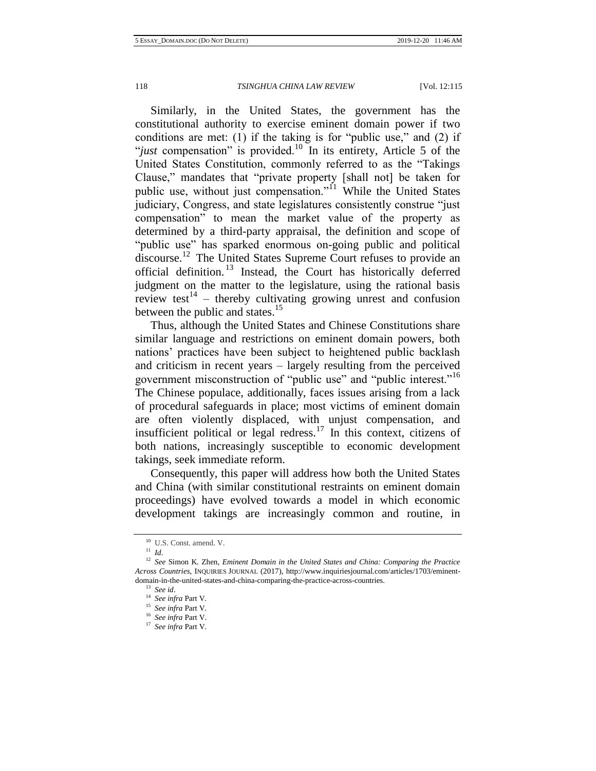Similarly, in the United States, the government has the constitutional authority to exercise eminent domain power if two conditions are met: (1) if the taking is for "public use," and (2) if "*just* compensation" is provided.[10] In its entirety, Article 5 of the United States Constitution, commonly referred to as the "Takings Clause," mandates that "private property [shall not] be taken for public use, without just compensation."[11] While the United States judiciary, Congress, and state legislatures consistently construe "just compensation" to mean the market value of the property as determined by a third-party appraisal, the definition and scope of "public use" has sparked enormous on-going public and political discourse.[12] The United States Supreme Court refuses to provide an official definition.[13] Instead, the Court has historically deferred judgment on the matter to the legislature, using the rational basis review test[14] – thereby cultivating growing unrest and confusion between the public and states.[15]

Thus, although the United States and Chinese Constitutions share similar language and restrictions on eminent domain powers, both nations' practices have been subject to heightened public backlash and criticism in recent years – largely resulting from the perceived government misconstruction of "public use" and "public interest."[16] The Chinese populace, additionally, faces issues arising from a lack of procedural safeguards in place; most victims of eminent domain are often violently displaced, with unjust compensation, and insufficient political or legal redress.[17] In this context, citizens of both nations, increasingly susceptible to economic development takings, seek immediate reform.

Consequently, this paper will address how both the United States and China (with similar constitutional restraints on eminent domain proceedings) have evolved towards a model in which economic development takings are increasingly common and routine, in

---

[10] U.S. Const. amend. V.

[11] *Id*.

[12] *See* Simon K. Zhen, *Eminent Domain in the United States and China: Comparing the Practice Across Countries*, INQUIRIES JOURNAL (2017), http://www.inquiriesjournal.com/articles/1703/eminent-domain-in-the-united-states-and-china-comparing-the-practice-across-countries.

[13] *See id*.

[14] *See infra* Part V.

[15] *See infra* Part V.

[16] *See infra* Part V.

[17] *See infra* Part V.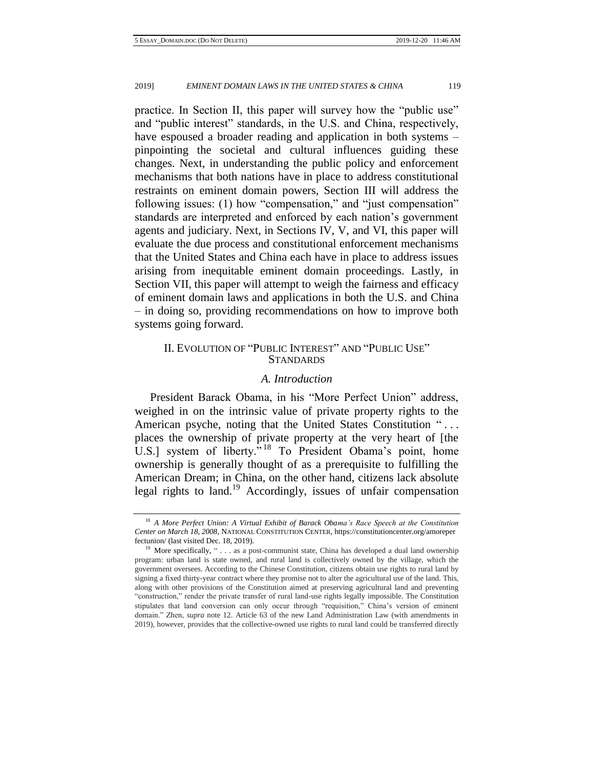practice. In Section II, this paper will survey how the "public use" and "public interest" standards, in the U.S. and China, respectively, have espoused a broader reading and application in both systems – pinpointing the societal and cultural influences guiding these changes. Next, in understanding the public policy and enforcement mechanisms that both nations have in place to address constitutional restraints on eminent domain powers, Section III will address the following issues: (1) how "compensation," and "just compensation" standards are interpreted and enforced by each nation's government agents and judiciary. Next, in Sections IV, V, and VI, this paper will evaluate the due process and constitutional enforcement mechanisms that the United States and China each have in place to address issues arising from inequitable eminent domain proceedings. Lastly, in Section VII, this paper will attempt to weigh the fairness and efficacy of eminent domain laws and applications in both the U.S. and China – in doing so, providing recommendations on how to improve both systems going forward.

## II. EVOLUTION OF "PUBLIC INTEREST" AND "PUBLIC USE" STANDARDS

### *A. Introduction*

President Barack Obama, in his "More Perfect Union" address, weighed in on the intrinsic value of private property rights to the American psyche, noting that the United States Constitution ". . . places the ownership of private property at the very heart of [the U.S.] system of liberty."[18] To President Obama's point, home ownership is generally thought of as a prerequisite to fulfilling the American Dream; in China, on the other hand, citizens lack absolute legal rights to land.[19] Accordingly, issues of unfair compensation

---

[18] *A More Perfect Union: A Virtual Exhibit of Barack Obama's Race Speech at the Constitution Center on March 18, 2008*, NATIONAL CONSTITUTION CENTER, https://constitutioncenter.org/amoreperfectunion/ (last visited Dec. 18, 2019).

[19] More specifically, " . . . as a post-communist state, China has developed a dual land ownership program: urban land is state owned, and rural land is collectively owned by the village, which the government oversees. According to the Chinese Constitution, citizens obtain use rights to rural land by signing a fixed thirty-year contract where they promise not to alter the agricultural use of the land. This, along with other provisions of the Constitution aimed at preserving agricultural land and preventing "construction," render the private transfer of rural land-use rights legally impossible. The Constitution stipulates that land conversion can only occur through "requisition," China's version of eminent domain." Zhen, *supra* note 12. Article 63 of the new Land Administration Law (with amendments in 2019), however, provides that the collective-owned use rights to rural land could be transferred directly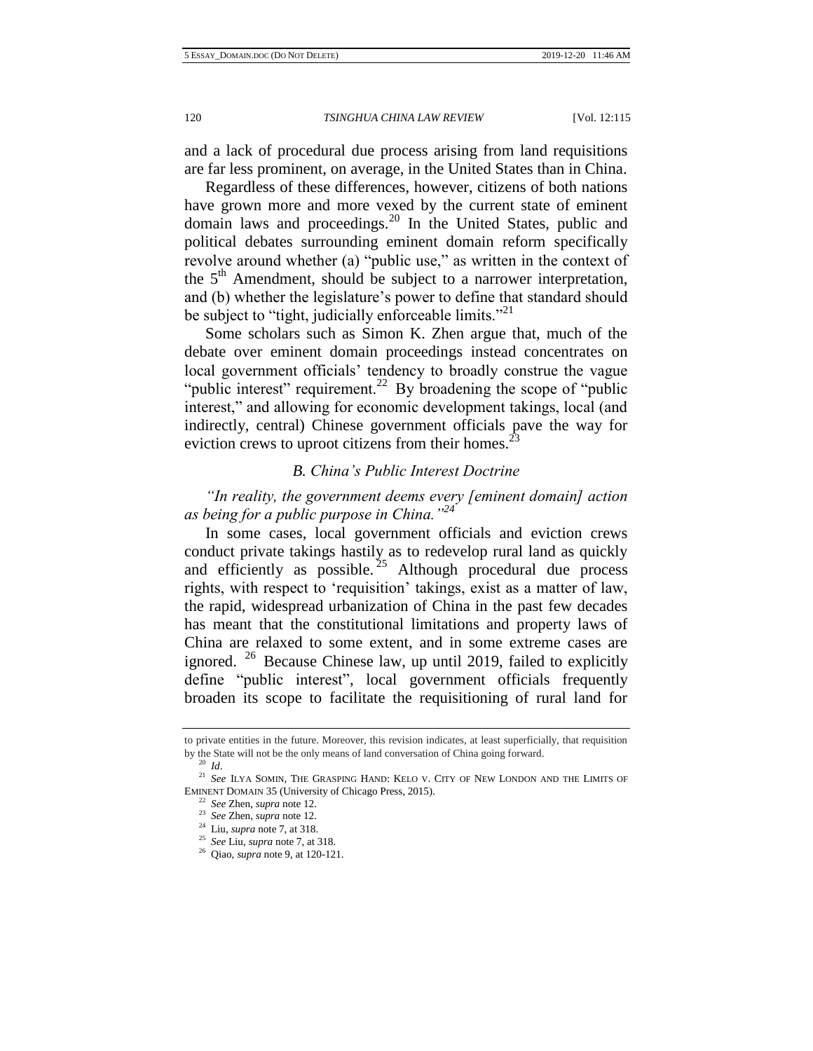and a lack of procedural due process arising from land requisitions are far less prominent, on average, in the United States than in China.

Regardless of these differences, however, citizens of both nations have grown more and more vexed by the current state of eminent domain laws and proceedings.[20] In the United States, public and political debates surrounding eminent domain reform specifically revolve around whether (a) "public use," as written in the context of the 5th Amendment, should be subject to a narrower interpretation, and (b) whether the legislature's power to define that standard should be subject to "tight, judicially enforceable limits."[21]

Some scholars such as Simon K. Zhen argue that, much of the debate over eminent domain proceedings instead concentrates on local government officials' tendency to broadly construe the vague "public interest" requirement.[22] By broadening the scope of "public interest," and allowing for economic development takings, local (and indirectly, central) Chinese government officials pave the way for eviction crews to uproot citizens from their homes.[23]

### *B. China's Public Interest Doctrine*

*"In reality, the government deems every [eminent domain] action as being for a public purpose in China."*[24]

In some cases, local government officials and eviction crews conduct private takings hastily as to redevelop rural land as quickly and efficiently as possible.[25] Although procedural due process rights, with respect to 'requisition' takings, exist as a matter of law, the rapid, widespread urbanization of China in the past few decades has meant that the constitutional limitations and property laws of China are relaxed to some extent, and in some extreme cases are ignored.[26] Because Chinese law, up until 2019, failed to explicitly define "public interest", local government officials frequently broaden its scope to facilitate the requisitioning of rural land for

---

to private entities in the future. Moreover, this revision indicates, at least superficially, that requisition by the State will not be the only means of land conversation of China going forward.

[20] *Id*.

[21] *See* ILYA SOMIN, THE GRASPING HAND: KELO V. CITY OF NEW LONDON AND THE LIMITS OF EMINENT DOMAIN 35 (University of Chicago Press, 2015).

[22] *See* Zhen, *supra* note 12.

[23] *See* Zhen, *supra* note 12.

[24] Liu, *supra* note 7, at 318.

[25] *See* Liu, *supra* note 7, at 318.

[26] Qiao, *supra* note 9, at 120-121.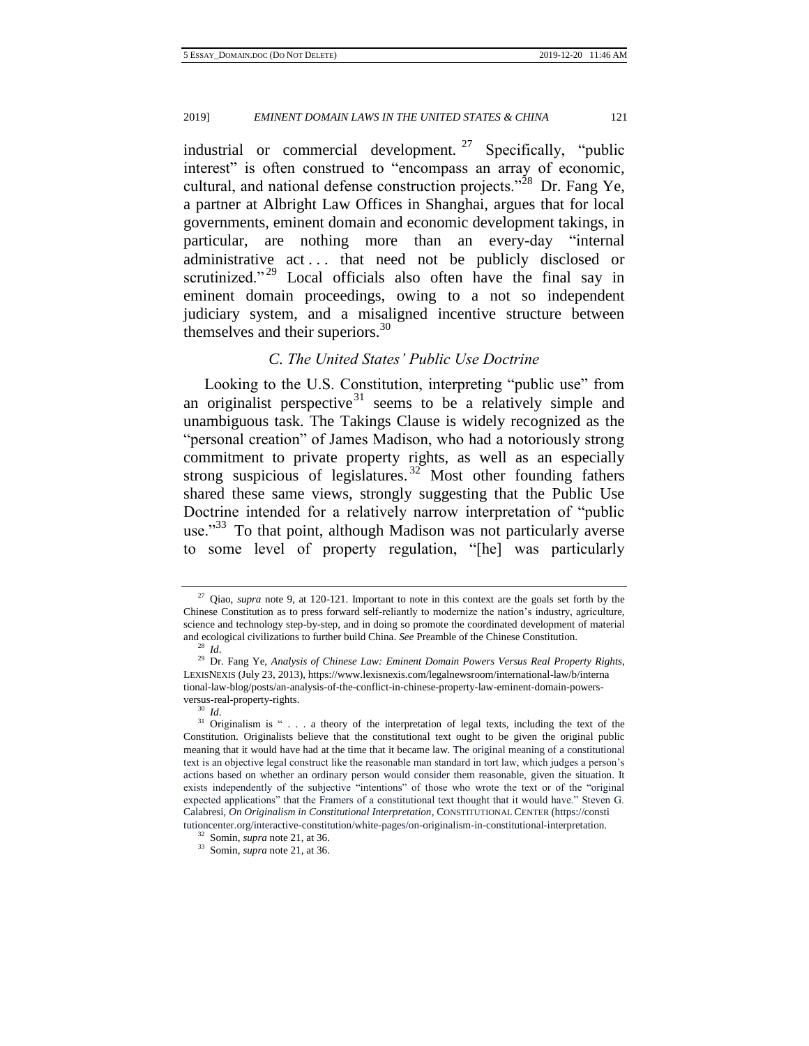industrial or commercial development.[27] Specifically, "public interest" is often construed to "encompass an array of economic, cultural, and national defense construction projects."[28] Dr. Fang Ye, a partner at Albright Law Offices in Shanghai, argues that for local governments, eminent domain and economic development takings, in particular, are nothing more than an every-day "internal administrative act . . . that need not be publicly disclosed or scrutinized."[29] Local officials also often have the final say in eminent domain proceedings, owing to a not so independent judiciary system, and a misaligned incentive structure between themselves and their superiors.[30]

### *C. The United States' Public Use Doctrine*

Looking to the U.S. Constitution, interpreting "public use" from an originalist perspective[31] seems to be a relatively simple and unambiguous task. The Takings Clause is widely recognized as the "personal creation" of James Madison, who had a notoriously strong commitment to private property rights, as well as an especially strong suspicious of legislatures.[32] Most other founding fathers shared these same views, strongly suggesting that the Public Use Doctrine intended for a relatively narrow interpretation of "public use."[33] To that point, although Madison was not particularly averse to some level of property regulation, "[he] was particularly

---

[27] Qiao, *supra* note 9, at 120-121. Important to note in this context are the goals set forth by the Chinese Constitution as to press forward self-reliantly to modernize the nation's industry, agriculture, science and technology step-by-step, and in doing so promote the coordinated development of material and ecological civilizations to further build China. *See* Preamble of the Chinese Constitution.

[28] *Id*.

[29] Dr. Fang Ye, *Analysis of Chinese Law: Eminent Domain Powers Versus Real Property Rights*, LEXISNEXIS (July 23, 2013), https://www.lexisnexis.com/legalnewsroom/international-law/b/international-law-blog/posts/an-analysis-of-the-conflict-in-chinese-property-law-eminent-domain-powers-versus-real-property-rights.

[30] *Id*.

[31] Originalism is " . . . a theory of the interpretation of legal texts, including the text of the Constitution. Originalists believe that the constitutional text ought to be given the original public meaning that it would have had at the time that it became law. The original meaning of a constitutional text is an objective legal construct like the reasonable man standard in tort law, which judges a person's actions based on whether an ordinary person would consider them reasonable, given the situation. It exists independently of the subjective "intentions" of those who wrote the text or of the "original expected applications" that the Framers of a constitutional text thought that it would have." Steven G. Calabresi, *On Originalism in Constitutional Interpretation*, CONSTITUTIONAL CENTER (https://constitutioncenter.org/interactive-constitution/white-pages/on-originalism-in-constitutional-interpretation.

[32] Somin, *supra* note 21, at 36.

[33] Somin, *supra* note 21, at 36.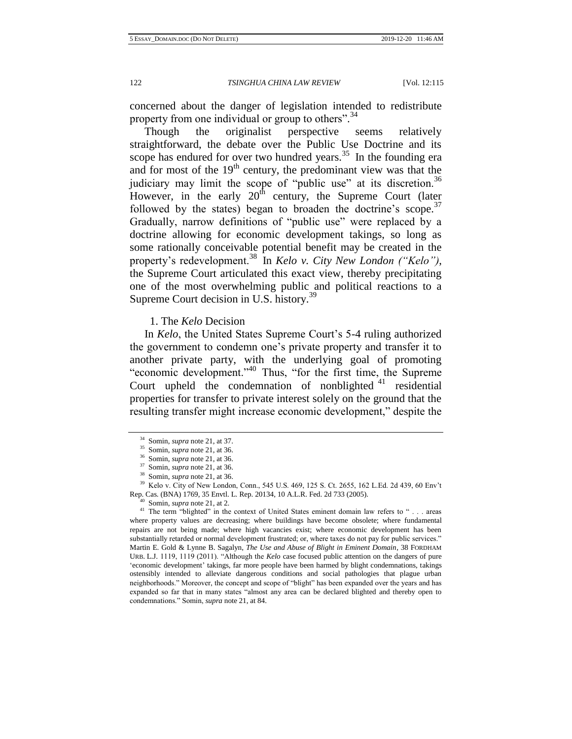concerned about the danger of legislation intended to redistribute property from one individual or group to others".[34]

Though the originalist perspective seems relatively straightforward, the debate over the Public Use Doctrine and its scope has endured for over two hundred years.[35] In the founding era and for most of the 19th century, the predominant view was that the judiciary may limit the scope of "public use" at its discretion.[36] However, in the early 20th century, the Supreme Court (later followed by the states) began to broaden the doctrine's scope.[37] Gradually, narrow definitions of "public use" were replaced by a doctrine allowing for economic development takings, so long as some rationally conceivable potential benefit may be created in the property's redevelopment.[38] In *Kelo v. City New London ("Kelo")*, the Supreme Court articulated this exact view, thereby precipitating one of the most overwhelming public and political reactions to a Supreme Court decision in U.S. history.[39]

### 1. The *Kelo* Decision

In *Kelo*, the United States Supreme Court's 5-4 ruling authorized the government to condemn one's private property and transfer it to another private party, with the underlying goal of promoting "economic development."[40] Thus, "for the first time, the Supreme Court upheld the condemnation of nonblighted[41] residential properties for transfer to private interest solely on the ground that the resulting transfer might increase economic development," despite the

---

[34] Somin, *supra* note 21, at 37.

[35] Somin, *supra* note 21, at 36.

[36] Somin, *supra* note 21, at 36.

[37] Somin, *supra* note 21, at 36.

[38] Somin, *supra* note 21, at 36.

[39] Kelo v. City of New London, Conn., 545 U.S. 469, 125 S. Ct. 2655, 162 L.Ed. 2d 439, 60 Env't Rep. Cas. (BNA) 1769, 35 Envtl. L. Rep. 20134, 10 A.L.R. Fed. 2d 733 (2005).

[40] Somin, *supra* note 21, at 2.

[41] The term "blighted" in the context of United States eminent domain law refers to " . . . areas where property values are decreasing; where buildings have become obsolete; where fundamental repairs are not being made; where high vacancies exist; where economic development has been substantially retarded or normal development frustrated; or, where taxes do not pay for public services." Martin E. Gold & Lynne B. Sagalyn, *The Use and Abuse of Blight in Eminent Domain*, 38 FORDHAM URB. L.J. 1119, 1119 (2011). "Although the *Kelo* case focused public attention on the dangers of pure 'economic development' takings, far more people have been harmed by blight condemnations, takings ostensibly intended to alleviate dangerous conditions and social pathologies that plague urban neighborhoods." Moreover, the concept and scope of "blight" has been expanded over the years and has expanded so far that in many states "almost any area can be declared blighted and thereby open to condemnations." Somin, *supra* note 21, at 84.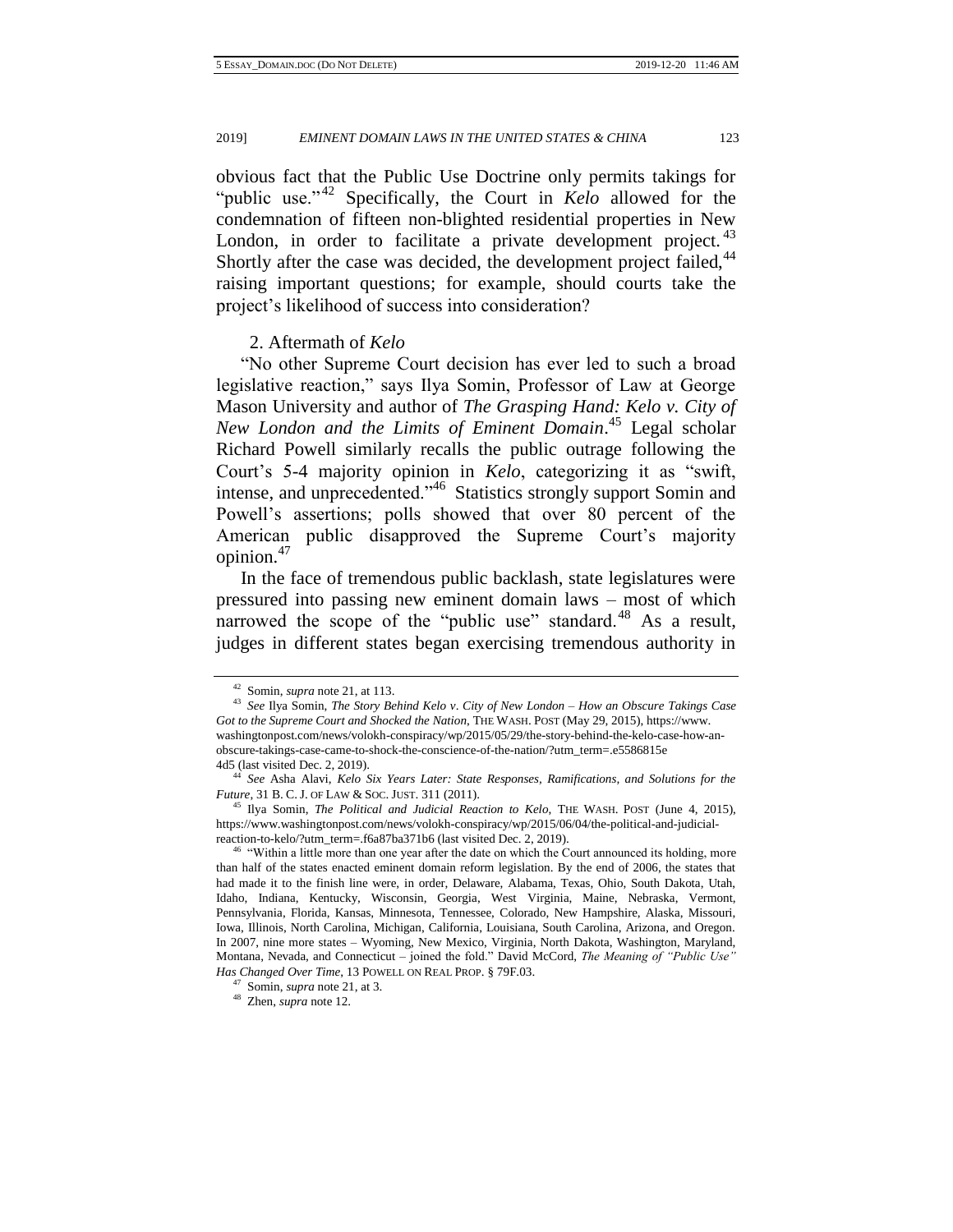obvious fact that the Public Use Doctrine only permits takings for "public use."[42] Specifically, the Court in *Kelo* allowed for the condemnation of fifteen non-blighted residential properties in New London, in order to facilitate a private development project.[43] Shortly after the case was decided, the development project failed,[44] raising important questions; for example, should courts take the project's likelihood of success into consideration?

### 2. Aftermath of *Kelo*

"No other Supreme Court decision has ever led to such a broad legislative reaction," says Ilya Somin, Professor of Law at George Mason University and author of *The Grasping Hand: Kelo v. City of New London and the Limits of Eminent Domain*.[45] Legal scholar Richard Powell similarly recalls the public outrage following the Court's 5-4 majority opinion in *Kelo*, categorizing it as "swift, intense, and unprecedented."[46] Statistics strongly support Somin and Powell's assertions; polls showed that over 80 percent of the American public disapproved the Supreme Court's majority opinion.[47]

In the face of tremendous public backlash, state legislatures were pressured into passing new eminent domain laws – most of which narrowed the scope of the "public use" standard.[48] As a result, judges in different states began exercising tremendous authority in

---

[42] Somin, *supra* note 21, at 113.

[43] *See* Ilya Somin, *The Story Behind Kelo v. City of New London – How an Obscure Takings Case Got to the Supreme Court and Shocked the Nation*, THE WASH. POST (May 29, 2015), https://www.washingtonpost.com/news/volokh-conspiracy/wp/2015/05/29/the-story-behind-the-kelo-case-how-an-obscure-takings-case-came-to-shock-the-conscience-of-the-nation/?utm_term=.e5586815e4d5 (last visited Dec. 2, 2019).

[44] *See* Asha Alavi, *Kelo Six Years Later: State Responses, Ramifications, and Solutions for the Future*, 31 B. C. J. OF LAW & SOC. JUST. 311 (2011).

[45] Ilya Somin, *The Political and Judicial Reaction to Kelo*, THE WASH. POST (June 4, 2015), https://www.washingtonpost.com/news/volokh-conspiracy/wp/2015/06/04/the-political-and-judicial-reaction-to-kelo/?utm_term=.f6a87ba371b6 (last visited Dec. 2, 2019).

[46] "Within a little more than one year after the date on which the Court announced its holding, more than half of the states enacted eminent domain reform legislation. By the end of 2006, the states that had made it to the finish line were, in order, Delaware, Alabama, Texas, Ohio, South Dakota, Utah, Idaho, Indiana, Kentucky, Wisconsin, Georgia, West Virginia, Maine, Nebraska, Vermont, Pennsylvania, Florida, Kansas, Minnesota, Tennessee, Colorado, New Hampshire, Alaska, Missouri, Iowa, Illinois, North Carolina, Michigan, California, Louisiana, South Carolina, Arizona, and Oregon. In 2007, nine more states – Wyoming, New Mexico, Virginia, North Dakota, Washington, Maryland, Montana, Nevada, and Connecticut – joined the fold." David McCord, *The Meaning of "Public Use" Has Changed Over Time*, 13 POWELL ON REAL PROP. § 79F.03.

[47] Somin, *supra* note 21, at 3.

[48] Zhen, *supra* note 12.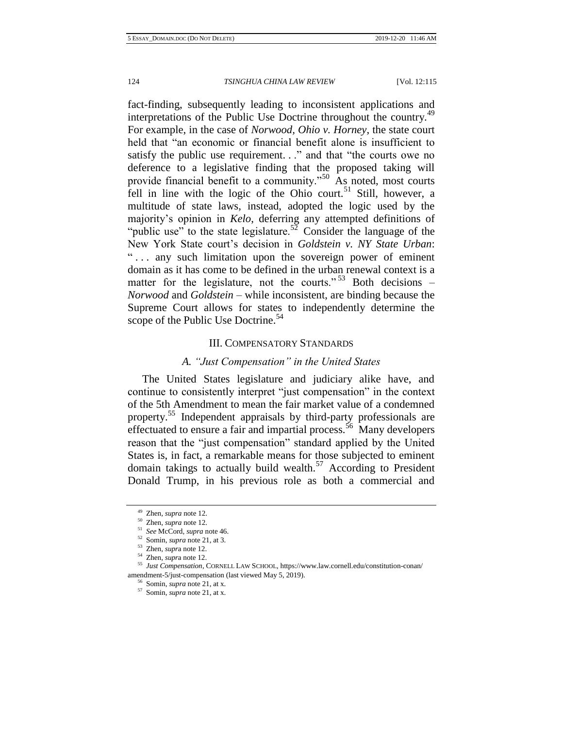fact-finding, subsequently leading to inconsistent applications and interpretations of the Public Use Doctrine throughout the country.[49] For example, in the case of *Norwood, Ohio v. Horney*, the state court held that "an economic or financial benefit alone is insufficient to satisfy the public use requirement. . ." and that "the courts owe no deference to a legislative finding that the proposed taking will provide financial benefit to a community."[50] As noted, most courts fell in line with the logic of the Ohio court.[51] Still, however, a multitude of state laws, instead, adopted the logic used by the majority's opinion in *Kelo*, deferring any attempted definitions of "public use" to the state legislature.[52] Consider the language of the New York State court's decision in *Goldstein v. NY State Urban*: ". . . any such limitation upon the sovereign power of eminent domain as it has come to be defined in the urban renewal context is a matter for the legislature, not the courts."[53] Both decisions – *Norwood* and *Goldstein* – while inconsistent, are binding because the Supreme Court allows for states to independently determine the scope of the Public Use Doctrine.[54]

## III. Compensatory Standards

### A. "Just Compensation" in the United States

The United States legislature and judiciary alike have, and continue to consistently interpret "just compensation" in the context of the 5th Amendment to mean the fair market value of a condemned property.[55] Independent appraisals by third-party professionals are effectuated to ensure a fair and impartial process.[56] Many developers reason that the "just compensation" standard applied by the United States is, in fact, a remarkable means for those subjected to eminent domain takings to actually build wealth.[57] According to President Donald Trump, in his previous role as both a commercial and

---

[49] Zhen, *supra* note 12.

[50] Zhen, *supra* note 12.

[51] *See* McCord, *supra* note 46.

[52] Somin, *supra* note 21, at 3.

[53] Zhen, *supra* note 12.

[54] Zhen, *supra* note 12.

[55] *Just Compensation*, CORNELL LAW SCHOOL, https://www.law.cornell.edu/constitution-conan/amendment-5/just-compensation (last viewed May 5, 2019).

[56] Somin, *supra* note 21, at x.

[57] Somin, *supra* note 21, at x.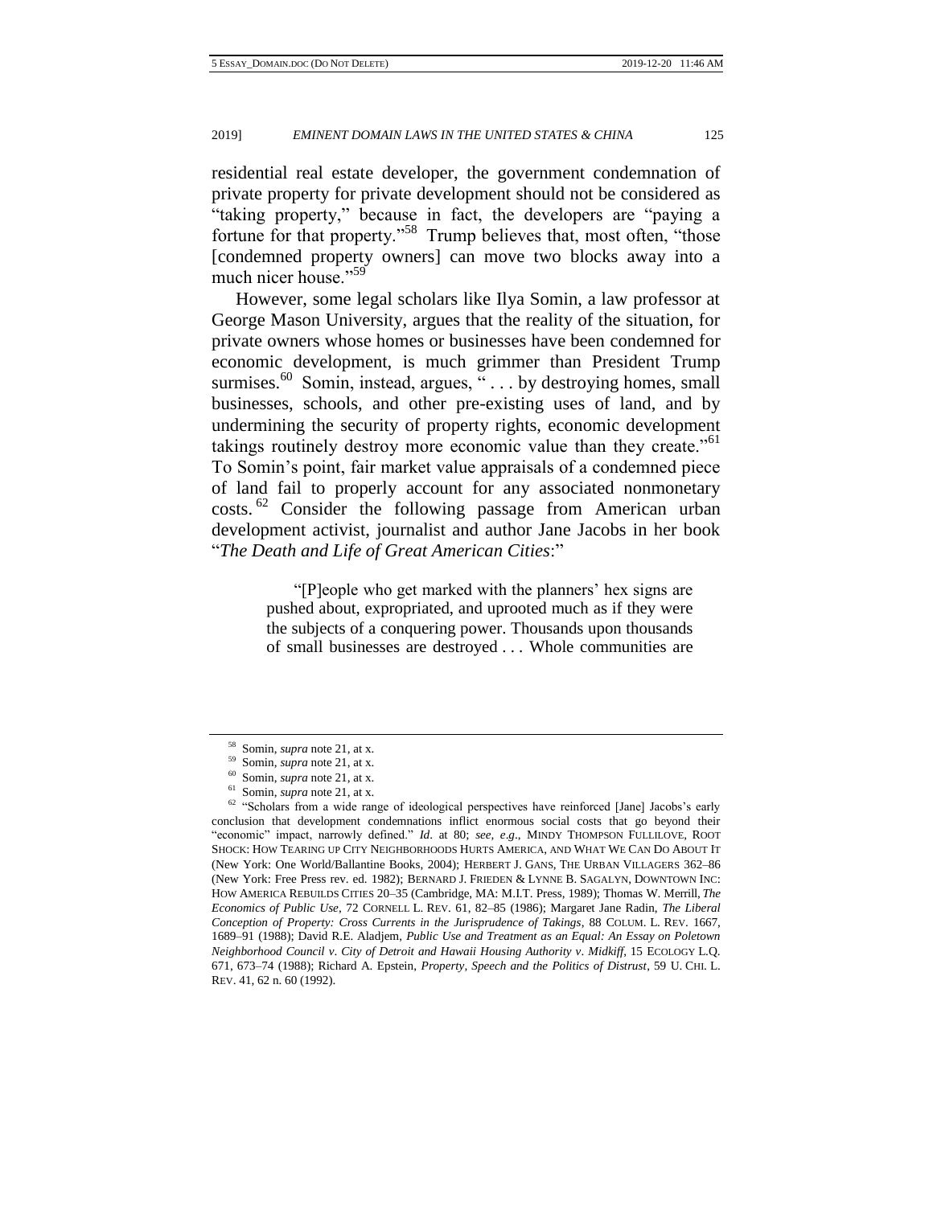residential real estate developer, the government condemnation of private property for private development should not be considered as "taking property," because in fact, the developers are "paying a fortune for that property."[58] Trump believes that, most often, "those [condemned property owners] can move two blocks away into a much nicer house."[59]

However, some legal scholars like Ilya Somin, a law professor at George Mason University, argues that the reality of the situation, for private owners whose homes or businesses have been condemned for economic development, is much grimmer than President Trump surmises.[60] Somin, instead, argues, " . . . by destroying homes, small businesses, schools, and other pre-existing uses of land, and by undermining the security of property rights, economic development takings routinely destroy more economic value than they create."[61] To Somin's point, fair market value appraisals of a condemned piece of land fail to properly account for any associated nonmonetary costs.[62] Consider the following passage from American urban development activist, journalist and author Jane Jacobs in her book "*The Death and Life of Great American Cities*:"

> "[P]eople who get marked with the planners' hex signs are pushed about, expropriated, and uprooted much as if they were the subjects of a conquering power. Thousands upon thousands of small businesses are destroyed . . . Whole communities are

---

[58] Somin, *supra* note 21, at x.

[59] Somin, *supra* note 21, at x.

[60] Somin, *supra* note 21, at x.

[61] Somin, *supra* note 21, at x.

[62] "Scholars from a wide range of ideological perspectives have reinforced [Jane] Jacobs's early conclusion that development condemnations inflict enormous social costs that go beyond their "economic" impact, narrowly defined." *Id*. at 80; *see, e.g*., MINDY THOMPSON FULLILOVE, ROOT SHOCK: HOW TEARING UP CITY NEIGHBORHOODS HURTS AMERICA, AND WHAT WE CAN DO ABOUT IT (New York: One World/Ballantine Books, 2004); HERBERT J. GANS, THE URBAN VILLAGERS 362–86 (New York: Free Press rev. ed. 1982); BERNARD J. FRIEDEN & LYNNE B. SAGALYN, DOWNTOWN INC: HOW AMERICA REBUILDS CITIES 20–35 (Cambridge, MA: M.I.T. Press, 1989); Thomas W. Merrill, *The Economics of Public Use*, 72 CORNELL L. REV. 61, 82–85 (1986); Margaret Jane Radin, *The Liberal Conception of Property: Cross Currents in the Jurisprudence of Takings*, 88 COLUM. L. REV. 1667, 1689–91 (1988); David R.E. Aladjem, *Public Use and Treatment as an Equal: An Essay on Poletown Neighborhood Council v. City of Detroit and Hawaii Housing Authority v. Midkiff*, 15 ECOLOGY L.Q. 671, 673–74 (1988); Richard A. Epstein, *Property, Speech and the Politics of Distrust*, 59 U. CHI. L. REV. 41, 62 n. 60 (1992).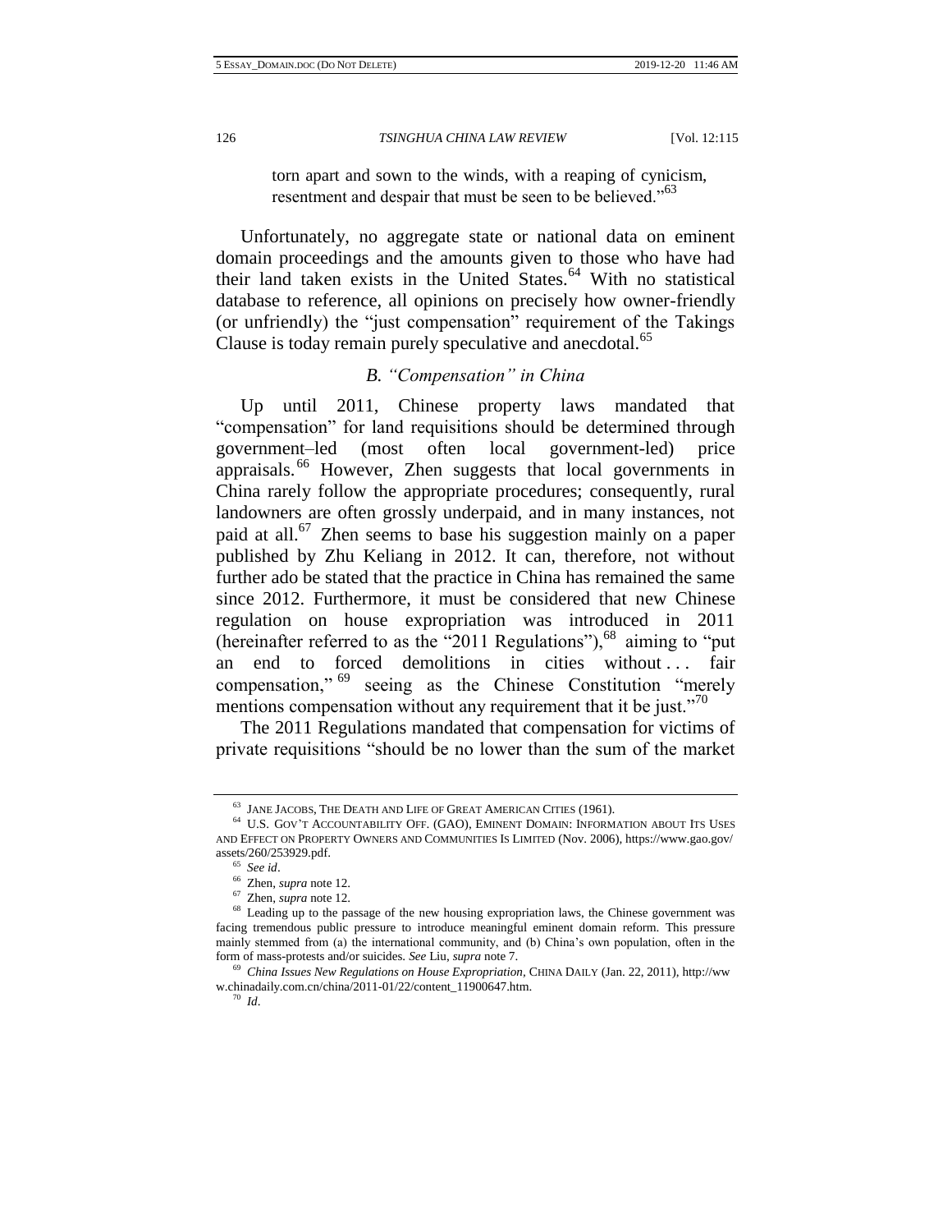torn apart and sown to the winds, with a reaping of cynicism, resentment and despair that must be seen to be believed."[63]

Unfortunately, no aggregate state or national data on eminent domain proceedings and the amounts given to those who have had their land taken exists in the United States.[64] With no statistical database to reference, all opinions on precisely how owner-friendly (or unfriendly) the "just compensation" requirement of the Takings Clause is today remain purely speculative and anecdotal.[65]

### *B. "Compensation" in China*

Up until 2011, Chinese property laws mandated that "compensation" for land requisitions should be determined through government–led (most often local government-led) price appraisals.[66] However, Zhen suggests that local governments in China rarely follow the appropriate procedures; consequently, rural landowners are often grossly underpaid, and in many instances, not paid at all.[67] Zhen seems to base his suggestion mainly on a paper published by Zhu Keliang in 2012. It can, therefore, not without further ado be stated that the practice in China has remained the same since 2012. Furthermore, it must be considered that new Chinese regulation on house expropriation was introduced in 2011 (hereinafter referred to as the "2011 Regulations"),[68] aiming to "put an end to forced demolitions in cities without . . . fair compensation,"[69] seeing as the Chinese Constitution "merely mentions compensation without any requirement that it be just."[70]

The 2011 Regulations mandated that compensation for victims of private requisitions "should be no lower than the sum of the market

---

[63] JANE JACOBS, THE DEATH AND LIFE OF GREAT AMERICAN CITIES (1961).

[64] U.S. GOV'T ACCOUNTABILITY OFF. (GAO), EMINENT DOMAIN: INFORMATION ABOUT ITS USES AND EFFECT ON PROPERTY OWNERS AND COMMUNITIES IS LIMITED (Nov. 2006), https://www.gao.gov/assets/260/253929.pdf.

[65] *See id*.

[66] Zhen, *supra* note 12.

[67] Zhen, *supra* note 12.

[68] Leading up to the passage of the new housing expropriation laws, the Chinese government was facing tremendous public pressure to introduce meaningful eminent domain reform. This pressure mainly stemmed from (a) the international community, and (b) China's own population, often in the form of mass-protests and/or suicides. *See* Liu, *supra* note 7.

[69] *China Issues New Regulations on House Expropriation*, CHINA DAILY (Jan. 22, 2011), http://www.chinadaily.com.cn/china/2011-01/22/content_11900647.htm.

[70] *Id*.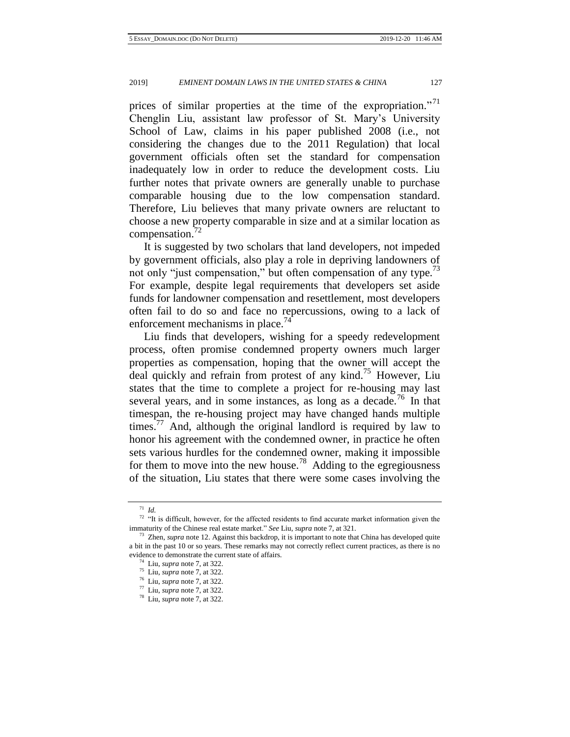prices of similar properties at the time of the expropriation."[71] Chenglin Liu, assistant law professor of St. Mary's University School of Law, claims in his paper published 2008 (i.e., not considering the changes due to the 2011 Regulation) that local government officials often set the standard for compensation inadequately low in order to reduce the development costs. Liu further notes that private owners are generally unable to purchase comparable housing due to the low compensation standard. Therefore, Liu believes that many private owners are reluctant to choose a new property comparable in size and at a similar location as compensation.[72]

It is suggested by two scholars that land developers, not impeded by government officials, also play a role in depriving landowners of not only "just compensation," but often compensation of any type.[73] For example, despite legal requirements that developers set aside funds for landowner compensation and resettlement, most developers often fail to do so and face no repercussions, owing to a lack of enforcement mechanisms in place.[74]

Liu finds that developers, wishing for a speedy redevelopment process, often promise condemned property owners much larger properties as compensation, hoping that the owner will accept the deal quickly and refrain from protest of any kind.[75] However, Liu states that the time to complete a project for re-housing may last several years, and in some instances, as long as a decade.[76] In that timespan, the re-housing project may have changed hands multiple times.[77] And, although the original landlord is required by law to honor his agreement with the condemned owner, in practice he often sets various hurdles for the condemned owner, making it impossible for them to move into the new house.[78] Adding to the egregiousness of the situation, Liu states that there were some cases involving the

---

[71] *Id.*

[72] "It is difficult, however, for the affected residents to find accurate market information given the immaturity of the Chinese real estate market." *See* Liu, *supra* note 7, at 321.

[73] Zhen, *supra* note 12. Against this backdrop, it is important to note that China has developed quite a bit in the past 10 or so years. These remarks may not correctly reflect current practices, as there is no evidence to demonstrate the current state of affairs.

[74] Liu, *supra* note 7, at 322.

[75] Liu, *supra* note 7, at 322.

[76] Liu, *supra* note 7, at 322.

[77] Liu, *supra* note 7, at 322.

[78] Liu, *supra* note 7, at 322.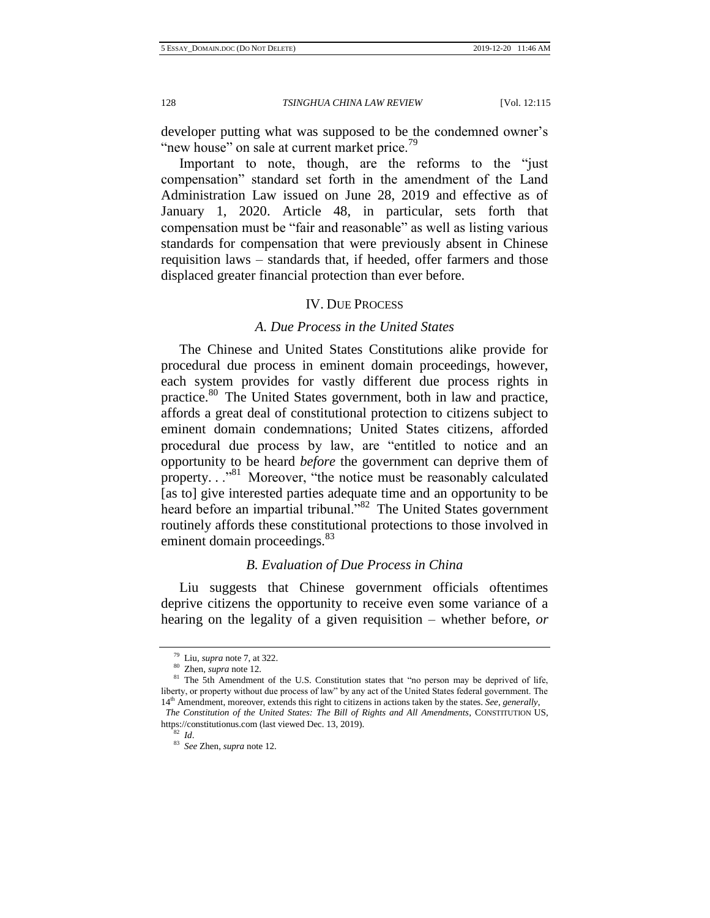developer putting what was supposed to be the condemned owner's "new house" on sale at current market price.[79]

Important to note, though, are the reforms to the "just compensation" standard set forth in the amendment of the Land Administration Law issued on June 28, 2019 and effective as of January 1, 2020. Article 48, in particular, sets forth that compensation must be "fair and reasonable" as well as listing various standards for compensation that were previously absent in Chinese requisition laws – standards that, if heeded, offer farmers and those displaced greater financial protection than ever before.

## IV. Due Process

### *A. Due Process in the United States*

The Chinese and United States Constitutions alike provide for procedural due process in eminent domain proceedings, however, each system provides for vastly different due process rights in practice.[80] The United States government, both in law and practice, affords a great deal of constitutional protection to citizens subject to eminent domain condemnations; United States citizens, afforded procedural due process by law, are "entitled to notice and an opportunity to be heard *before* the government can deprive them of property. . ."[81] Moreover, "the notice must be reasonably calculated [as to] give interested parties adequate time and an opportunity to be heard before an impartial tribunal."[82] The United States government routinely affords these constitutional protections to those involved in eminent domain proceedings.[83]

### *B. Evaluation of Due Process in China*

Liu suggests that Chinese government officials oftentimes deprive citizens the opportunity to receive even some variance of a hearing on the legality of a given requisition – whether before, *or*

---

[79] Liu, *supra* note 7, at 322.

[80] Zhen, *supra* note 12.

[81] The 5th Amendment of the U.S. Constitution states that "no person may be deprived of life, liberty, or property without due process of law" by any act of the United States federal government. The 14th Amendment, moreover, extends this right to citizens in actions taken by the states. *See, generally, The Constitution of the United States: The Bill of Rights and All Amendments*, CONSTITUTION US, https://constitutionus.com (last viewed Dec. 13, 2019).

[82] *Id*.

[83] *See* Zhen, *supra* note 12.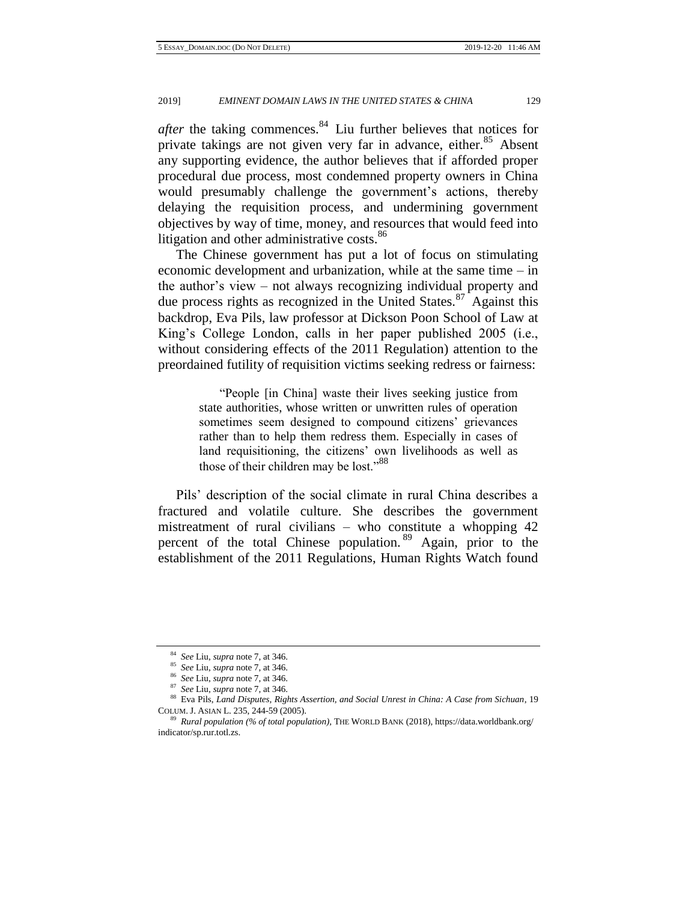*after* the taking commences.[84] Liu further believes that notices for private takings are not given very far in advance, either.[85] Absent any supporting evidence, the author believes that if afforded proper procedural due process, most condemned property owners in China would presumably challenge the government's actions, thereby delaying the requisition process, and undermining government objectives by way of time, money, and resources that would feed into litigation and other administrative costs.[86]

The Chinese government has put a lot of focus on stimulating economic development and urbanization, while at the same time – in the author's view – not always recognizing individual property and due process rights as recognized in the United States.[87] Against this backdrop, Eva Pils, law professor at Dickson Poon School of Law at King's College London, calls in her paper published 2005 (i.e., without considering effects of the 2011 Regulation) attention to the preordained futility of requisition victims seeking redress or fairness:

> "People [in China] waste their lives seeking justice from state authorities, whose written or unwritten rules of operation sometimes seem designed to compound citizens' grievances rather than to help them redress them. Especially in cases of land requisitioning, the citizens' own livelihoods as well as those of their children may be lost."[88]

Pils' description of the social climate in rural China describes a fractured and volatile culture. She describes the government mistreatment of rural civilians – who constitute a whopping 42 percent of the total Chinese population.[89] Again, prior to the establishment of the 2011 Regulations, Human Rights Watch found

---

[84] *See* Liu, *supra* note 7, at 346.

[85] *See* Liu, *supra* note 7, at 346.

[86] *See* Liu, *supra* note 7, at 346.

[87] *See* Liu, *supra* note 7, at 346.

[88] Eva Pils, *Land Disputes, Rights Assertion, and Social Unrest in China: A Case from Sichuan*, 19 COLUM. J. ASIAN L. 235, 244-59 (2005).

[89] *Rural population (% of total population)*, THE WORLD BANK (2018), https://data.worldbank.org/indicator/sp.rur.totl.zs.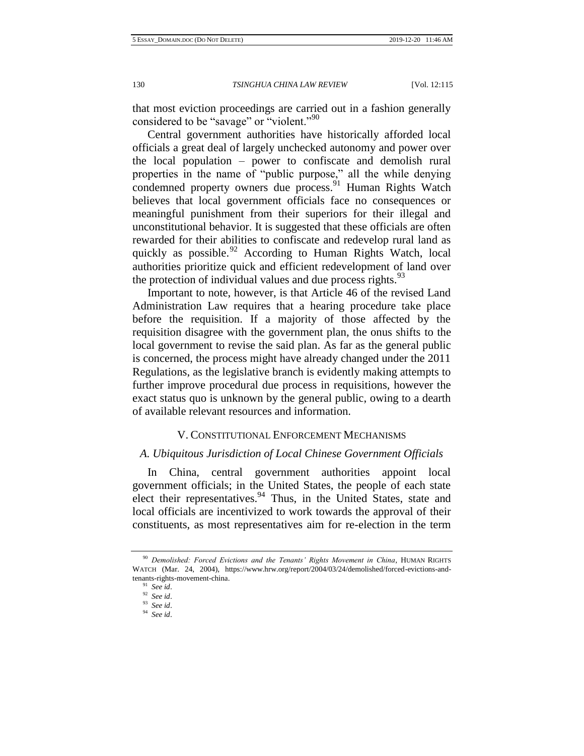that most eviction proceedings are carried out in a fashion generally considered to be "savage" or "violent."[90]

Central government authorities have historically afforded local officials a great deal of largely unchecked autonomy and power over the local population – power to confiscate and demolish rural properties in the name of "public purpose," all the while denying condemned property owners due process.[91] Human Rights Watch believes that local government officials face no consequences or meaningful punishment from their superiors for their illegal and unconstitutional behavior. It is suggested that these officials are often rewarded for their abilities to confiscate and redevelop rural land as quickly as possible.[92] According to Human Rights Watch, local authorities prioritize quick and efficient redevelopment of land over the protection of individual values and due process rights.[93]

Important to note, however, is that Article 46 of the revised Land Administration Law requires that a hearing procedure take place before the requisition. If a majority of those affected by the requisition disagree with the government plan, the onus shifts to the local government to revise the said plan. As far as the general public is concerned, the process might have already changed under the 2011 Regulations, as the legislative branch is evidently making attempts to further improve procedural due process in requisitions, however the exact status quo is unknown by the general public, owing to a dearth of available relevant resources and information.

## V. Constitutional Enforcement Mechanisms

### A. *Ubiquitous Jurisdiction of Local Chinese Government Officials*

In China, central government authorities appoint local government officials; in the United States, the people of each state elect their representatives.[94] Thus, in the United States, state and local officials are incentivized to work towards the approval of their constituents, as most representatives aim for re-election in the term

---

[90] *Demolished: Forced Evictions and the Tenants' Rights Movement in China*, Human Rights Watch (Mar. 24, 2004), https://www.hrw.org/report/2004/03/24/demolished/forced-evictions-and-tenants-rights-movement-china.

[91] *See id*.

[92] *See id*.

[93] *See id*.

[94] *See id*.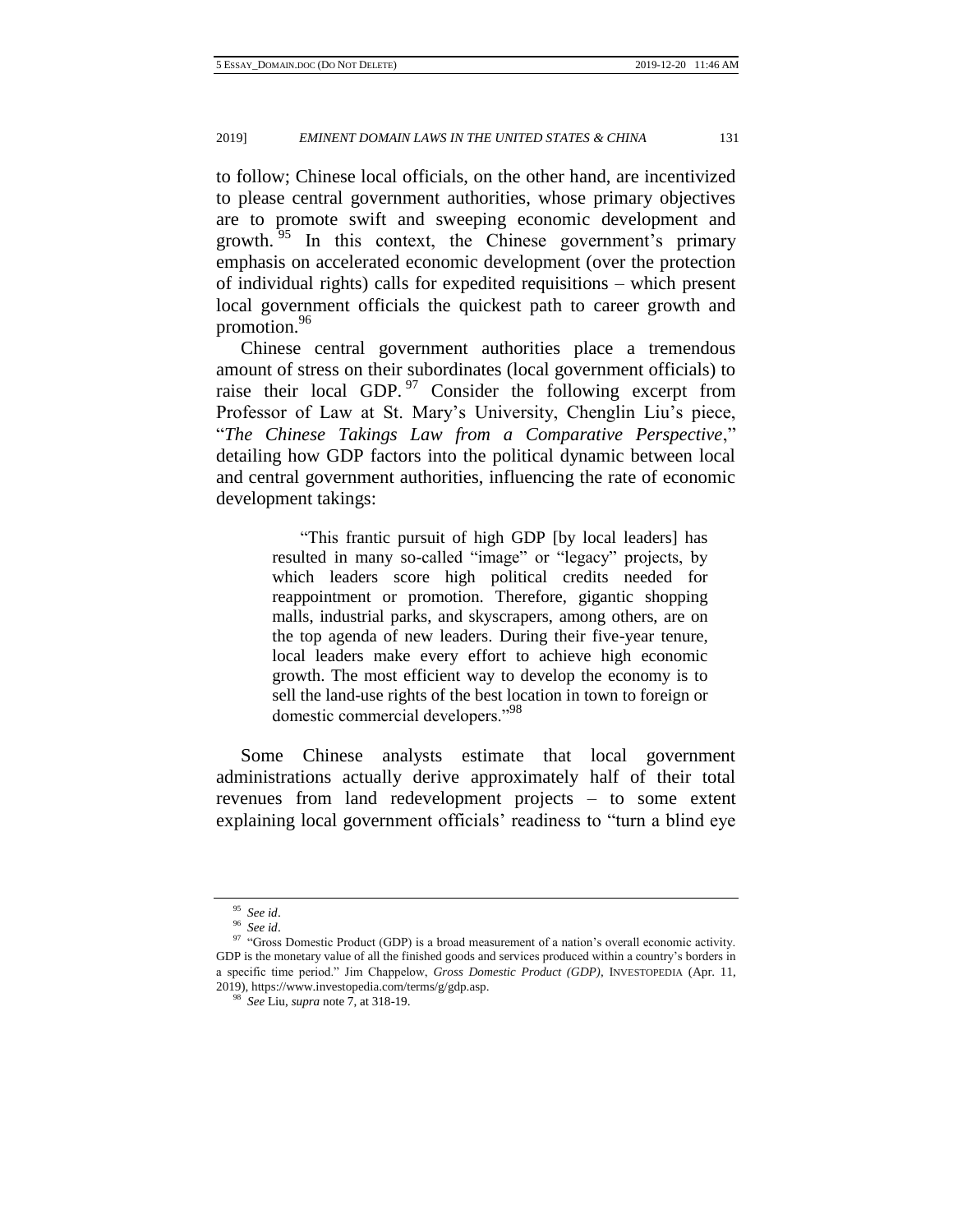to follow; Chinese local officials, on the other hand, are incentivized to please central government authorities, whose primary objectives are to promote swift and sweeping economic development and growth.[95] In this context, the Chinese government's primary emphasis on accelerated economic development (over the protection of individual rights) calls for expedited requisitions – which present local government officials the quickest path to career growth and promotion.[96]

Chinese central government authorities place a tremendous amount of stress on their subordinates (local government officials) to raise their local GDP.[97] Consider the following excerpt from Professor of Law at St. Mary's University, Chenglin Liu's piece, "*The Chinese Takings Law from a Comparative Perspective*," detailing how GDP factors into the political dynamic between local and central government authorities, influencing the rate of economic development takings:

> "This frantic pursuit of high GDP [by local leaders] has resulted in many so-called "image" or "legacy" projects, by which leaders score high political credits needed for reappointment or promotion. Therefore, gigantic shopping malls, industrial parks, and skyscrapers, among others, are on the top agenda of new leaders. During their five-year tenure, local leaders make every effort to achieve high economic growth. The most efficient way to develop the economy is to sell the land-use rights of the best location in town to foreign or domestic commercial developers."[98]

Some Chinese analysts estimate that local government administrations actually derive approximately half of their total revenues from land redevelopment projects – to some extent explaining local government officials' readiness to "turn a blind eye

---

[95] *See id*.

[96] *See id*.

[97] "Gross Domestic Product (GDP) is a broad measurement of a nation's overall economic activity. GDP is the monetary value of all the finished goods and services produced within a country's borders in a specific time period." Jim Chappelow, *Gross Domestic Product (GDP)*, INVESTOPEDIA (Apr. 11, 2019), https://www.investopedia.com/terms/g/gdp.asp.

[98] *See* Liu, *supra* note 7, at 318-19.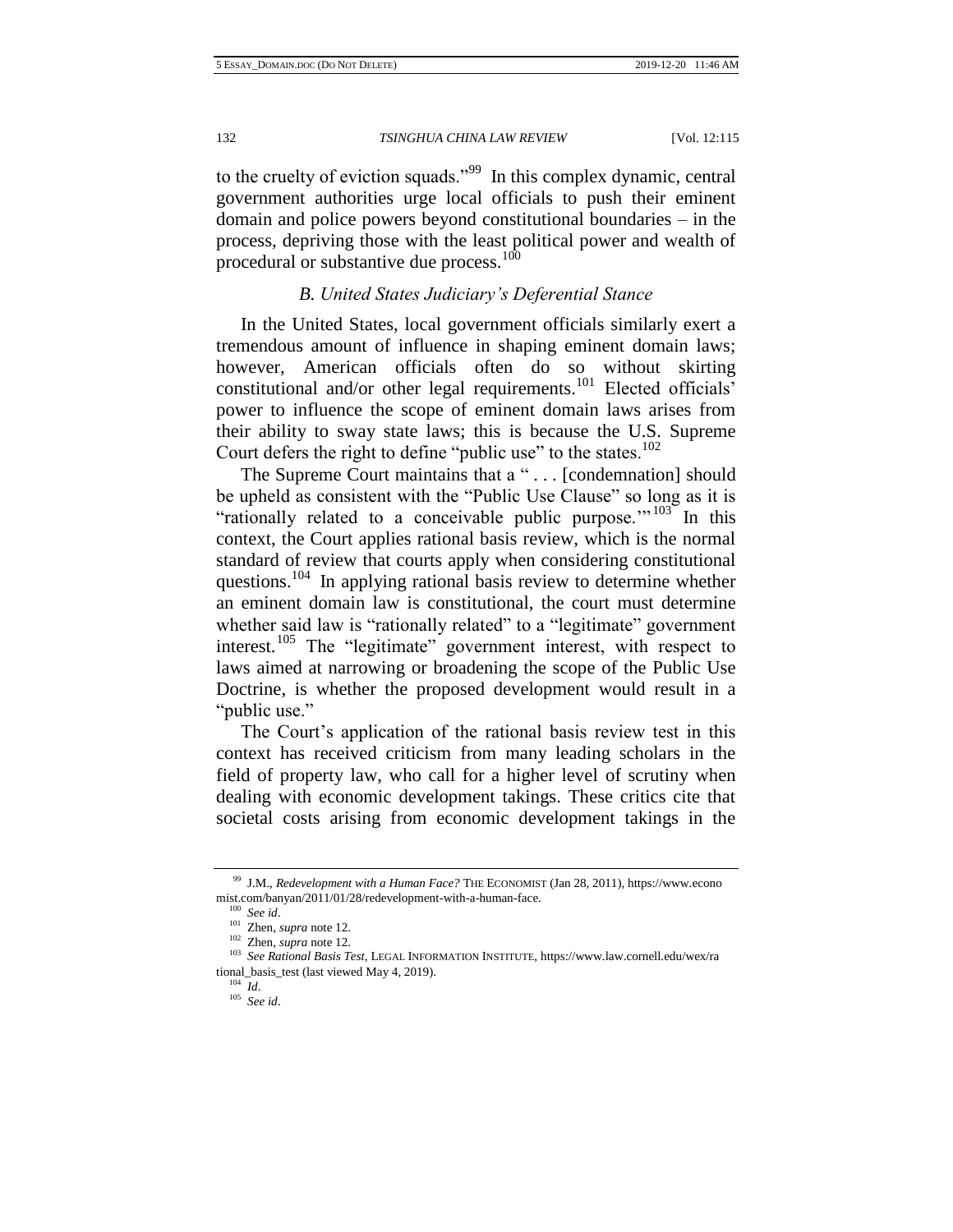to the cruelty of eviction squads."[99] In this complex dynamic, central government authorities urge local officials to push their eminent domain and police powers beyond constitutional boundaries – in the process, depriving those with the least political power and wealth of procedural or substantive due process.[100]

### *B. United States Judiciary's Deferential Stance*

In the United States, local government officials similarly exert a tremendous amount of influence in shaping eminent domain laws; however, American officials often do so without skirting constitutional and/or other legal requirements.[101] Elected officials' power to influence the scope of eminent domain laws arises from their ability to sway state laws; this is because the U.S. Supreme Court defers the right to define "public use" to the states.[102]

The Supreme Court maintains that a " . . . [condemnation] should be upheld as consistent with the "Public Use Clause" so long as it is "rationally related to a conceivable public purpose.'"[103] In this context, the Court applies rational basis review, which is the normal standard of review that courts apply when considering constitutional questions.[104] In applying rational basis review to determine whether an eminent domain law is constitutional, the court must determine whether said law is "rationally related" to a "legitimate" government interest.[105] The "legitimate" government interest, with respect to laws aimed at narrowing or broadening the scope of the Public Use Doctrine, is whether the proposed development would result in a "public use."

The Court's application of the rational basis review test in this context has received criticism from many leading scholars in the field of property law, who call for a higher level of scrutiny when dealing with economic development takings. These critics cite that societal costs arising from economic development takings in the

---

[99] J.M., *Redevelopment with a Human Face?* THE ECONOMIST (Jan 28, 2011), https://www.economist.com/banyan/2011/01/28/redevelopment-with-a-human-face.

[100] *See id*.

[101] Zhen, *supra* note 12.

[102] Zhen, *supra* note 12.

[103] *See Rational Basis Test*, LEGAL INFORMATION INSTITUTE, https://www.law.cornell.edu/wex/rational_basis_test (last viewed May 4, 2019).

[104] *Id*.

[105] *See id*.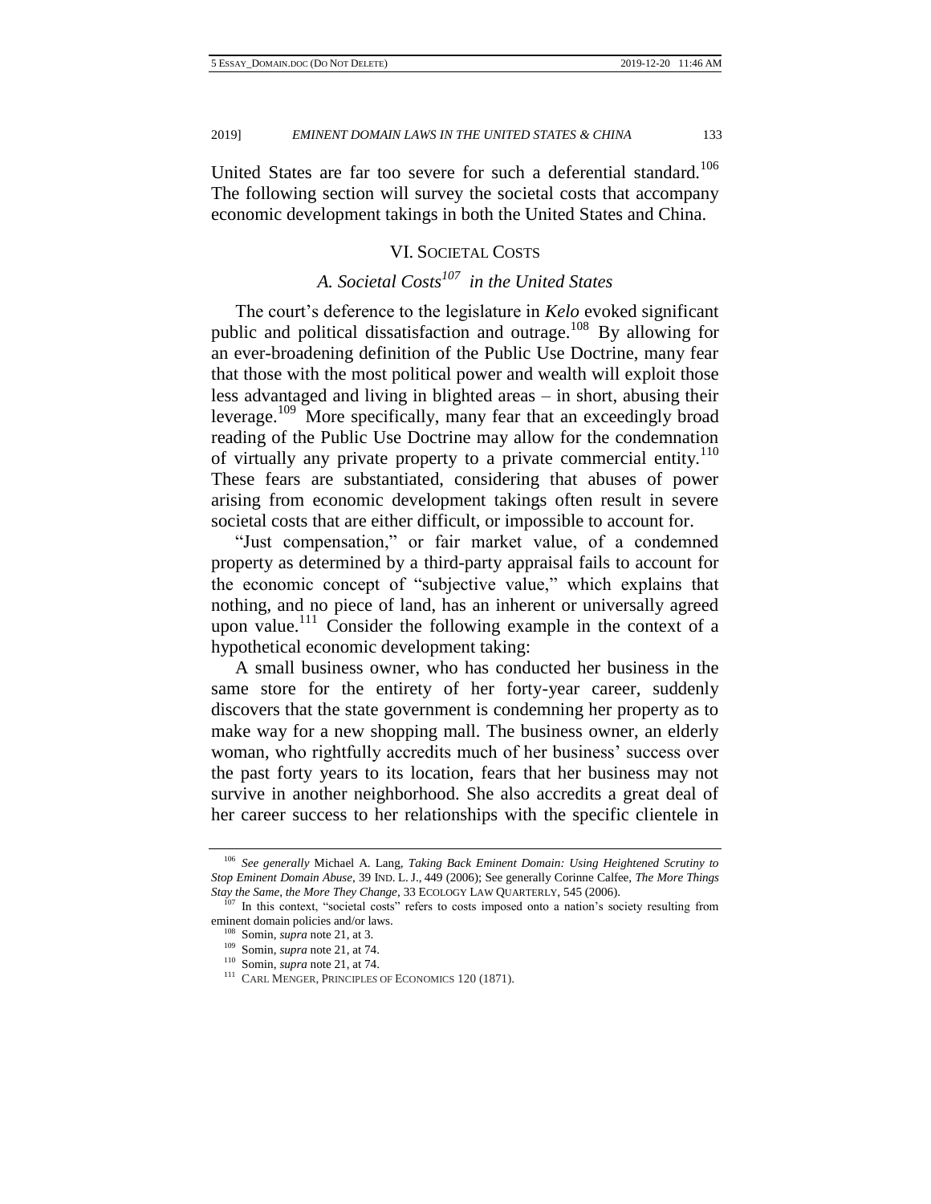United States are far too severe for such a deferential standard.[106] The following section will survey the societal costs that accompany economic development takings in both the United States and China.

## VI. Societal Costs

### *A. Societal Costs[107] in the United States*

The court's deference to the legislature in *Kelo* evoked significant public and political dissatisfaction and outrage.[108] By allowing for an ever-broadening definition of the Public Use Doctrine, many fear that those with the most political power and wealth will exploit those less advantaged and living in blighted areas – in short, abusing their leverage.[109] More specifically, many fear that an exceedingly broad reading of the Public Use Doctrine may allow for the condemnation of virtually any private property to a private commercial entity.[110] These fears are substantiated, considering that abuses of power arising from economic development takings often result in severe societal costs that are either difficult, or impossible to account for.

"Just compensation," or fair market value, of a condemned property as determined by a third-party appraisal fails to account for the economic concept of "subjective value," which explains that nothing, and no piece of land, has an inherent or universally agreed upon value.[111] Consider the following example in the context of a hypothetical economic development taking:

A small business owner, who has conducted her business in the same store for the entirety of her forty-year career, suddenly discovers that the state government is condemning her property as to make way for a new shopping mall. The business owner, an elderly woman, who rightfully accredits much of her business' success over the past forty years to its location, fears that her business may not survive in another neighborhood. She also accredits a great deal of her career success to her relationships with the specific clientele in

---

[106] *See generally* Michael A. Lang, *Taking Back Eminent Domain: Using Heightened Scrutiny to Stop Eminent Domain Abuse*, 39 IND. L. J., 449 (2006); See generally Corinne Calfee, *The More Things Stay the Same, the More They Change*, 33 ECOLOGY LAW QUARTERLY, 545 (2006).

[107] In this context, "societal costs" refers to costs imposed onto a nation's society resulting from eminent domain policies and/or laws.

[108] Somin, *supra* note 21, at 3.

[109] Somin, *supra* note 21, at 74.

[110] Somin, *supra* note 21, at 74.

[111] CARL MENGER, PRINCIPLES OF ECONOMICS 120 (1871).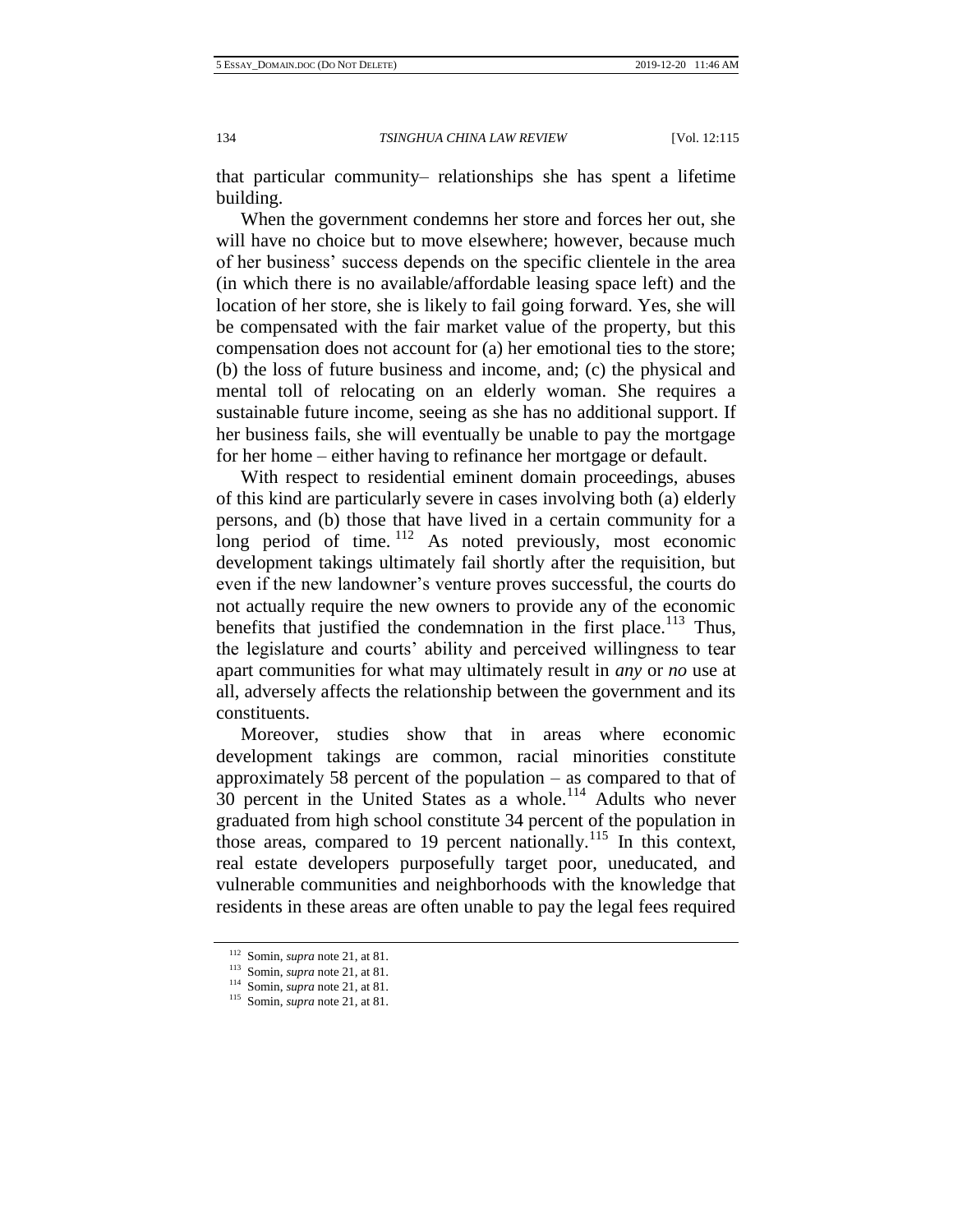that particular community– relationships she has spent a lifetime building.

When the government condemns her store and forces her out, she will have no choice but to move elsewhere; however, because much of her business' success depends on the specific clientele in the area (in which there is no available/affordable leasing space left) and the location of her store, she is likely to fail going forward. Yes, she will be compensated with the fair market value of the property, but this compensation does not account for (a) her emotional ties to the store; (b) the loss of future business and income, and; (c) the physical and mental toll of relocating on an elderly woman. She requires a sustainable future income, seeing as she has no additional support. If her business fails, she will eventually be unable to pay the mortgage for her home – either having to refinance her mortgage or default.

With respect to residential eminent domain proceedings, abuses of this kind are particularly severe in cases involving both (a) elderly persons, and (b) those that have lived in a certain community for a long period of time.[112] As noted previously, most economic development takings ultimately fail shortly after the requisition, but even if the new landowner's venture proves successful, the courts do not actually require the new owners to provide any of the economic benefits that justified the condemnation in the first place.[113] Thus, the legislature and courts' ability and perceived willingness to tear apart communities for what may ultimately result in *any* or *no* use at all, adversely affects the relationship between the government and its constituents.

Moreover, studies show that in areas where economic development takings are common, racial minorities constitute approximately 58 percent of the population – as compared to that of 30 percent in the United States as a whole.[114] Adults who never graduated from high school constitute 34 percent of the population in those areas, compared to 19 percent nationally.[115] In this context, real estate developers purposefully target poor, uneducated, and vulnerable communities and neighborhoods with the knowledge that residents in these areas are often unable to pay the legal fees required

---

[112] Somin, *supra* note 21, at 81.

[113] Somin, *supra* note 21, at 81.

[114] Somin, *supra* note 21, at 81.

[115] Somin, *supra* note 21, at 81.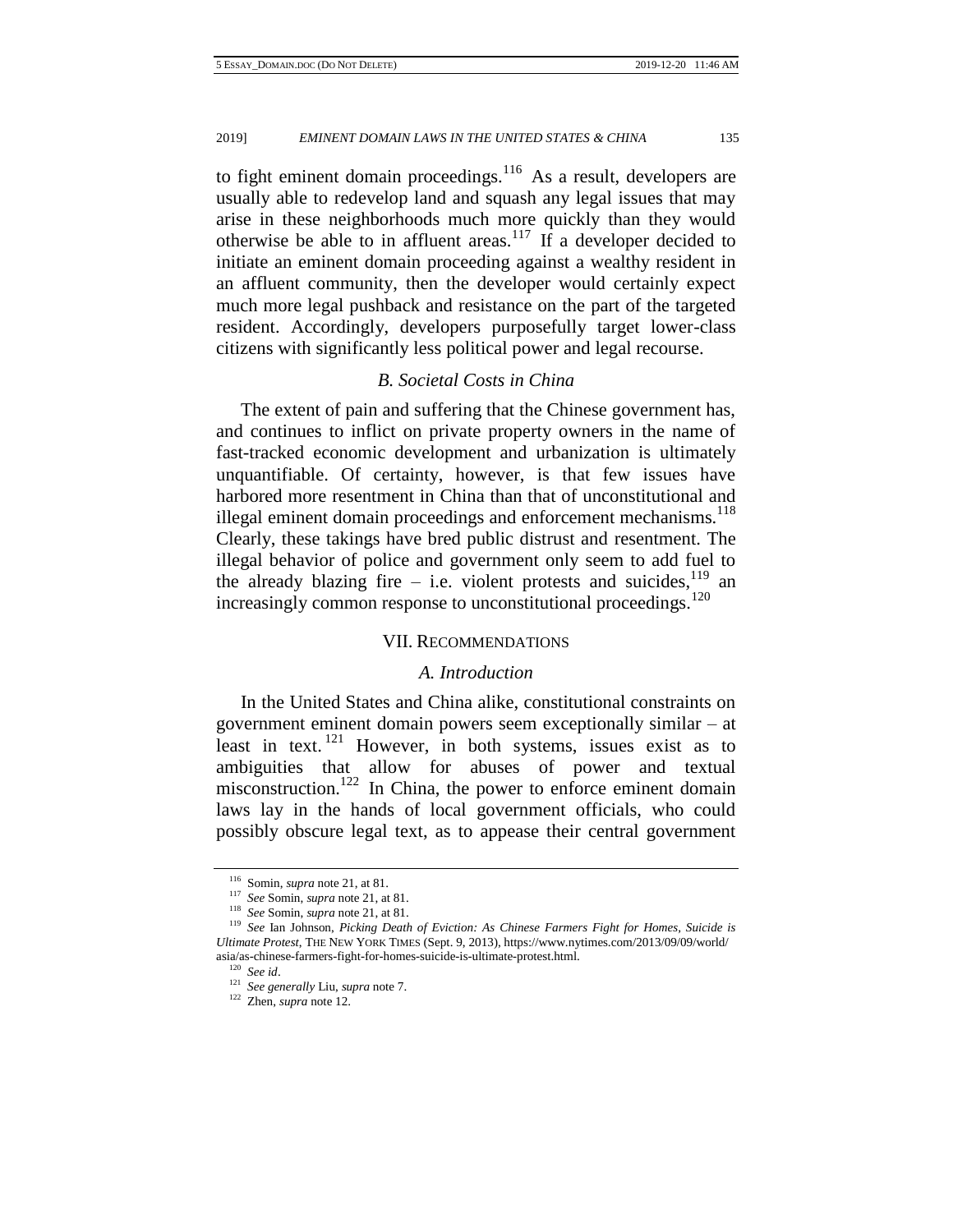to fight eminent domain proceedings.[116] As a result, developers are usually able to redevelop land and squash any legal issues that may arise in these neighborhoods much more quickly than they would otherwise be able to in affluent areas.[117] If a developer decided to initiate an eminent domain proceeding against a wealthy resident in an affluent community, then the developer would certainly expect much more legal pushback and resistance on the part of the targeted resident. Accordingly, developers purposefully target lower-class citizens with significantly less political power and legal recourse.

### *B. Societal Costs in China*

The extent of pain and suffering that the Chinese government has, and continues to inflict on private property owners in the name of fast-tracked economic development and urbanization is ultimately unquantifiable. Of certainty, however, is that few issues have harbored more resentment in China than that of unconstitutional and illegal eminent domain proceedings and enforcement mechanisms.[118] Clearly, these takings have bred public distrust and resentment. The illegal behavior of police and government only seem to add fuel to the already blazing fire – i.e. violent protests and suicides,[119] an increasingly common response to unconstitutional proceedings.[120]

## VII. Recommendations

### *A. Introduction*

In the United States and China alike, constitutional constraints on government eminent domain powers seem exceptionally similar – at least in text.[121] However, in both systems, issues exist as to ambiguities that allow for abuses of power and textual misconstruction.[122] In China, the power to enforce eminent domain laws lay in the hands of local government officials, who could possibly obscure legal text, as to appease their central government

---

[116] Somin, *supra* note 21, at 81.

[117] *See* Somin, *supra* note 21, at 81.

[118] *See* Somin, *supra* note 21, at 81.

[119] *See* Ian Johnson, *Picking Death of Eviction: As Chinese Farmers Fight for Homes, Suicide is Ultimate Protest*, THE NEW YORK TIMES (Sept. 9, 2013), https://www.nytimes.com/2013/09/09/world/asia/as-chinese-farmers-fight-for-homes-suicide-is-ultimate-protest.html.

[120] *See id*.

[121] *See generally* Liu, *supra* note 7.

[122] Zhen, *supra* note 12.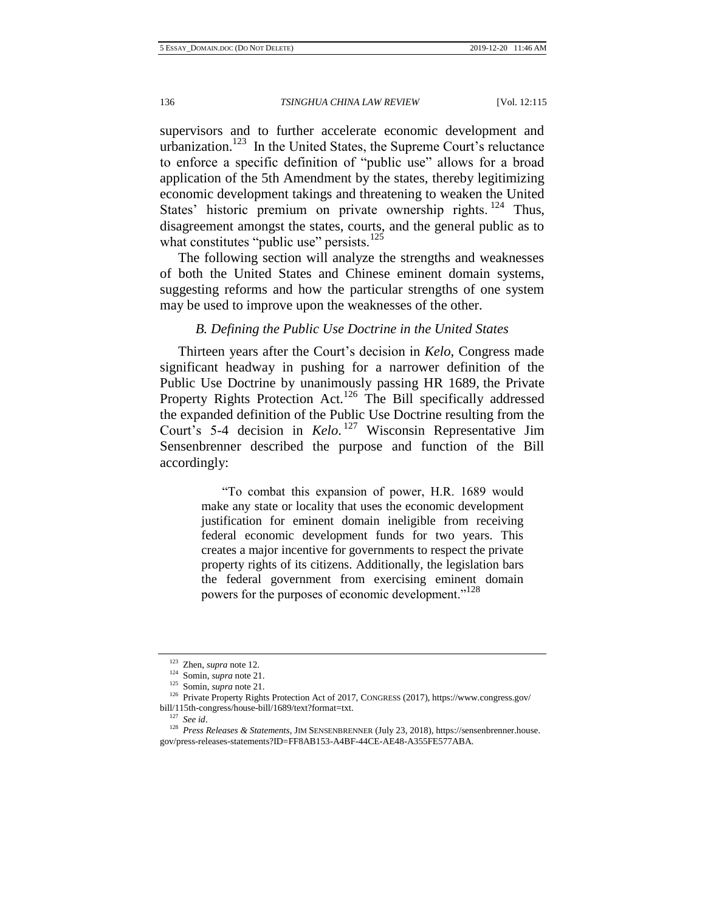supervisors and to further accelerate economic development and urbanization.[123] In the United States, the Supreme Court's reluctance to enforce a specific definition of "public use" allows for a broad application of the 5th Amendment by the states, thereby legitimizing economic development takings and threatening to weaken the United States' historic premium on private ownership rights.[124] Thus, disagreement amongst the states, courts, and the general public as to what constitutes "public use" persists.[125]

The following section will analyze the strengths and weaknesses of both the United States and Chinese eminent domain systems, suggesting reforms and how the particular strengths of one system may be used to improve upon the weaknesses of the other.

### *B. Defining the Public Use Doctrine in the United States*

Thirteen years after the Court's decision in *Kelo*, Congress made significant headway in pushing for a narrower definition of the Public Use Doctrine by unanimously passing HR 1689, the Private Property Rights Protection Act.[126] The Bill specifically addressed the expanded definition of the Public Use Doctrine resulting from the Court's 5-4 decision in *Kelo*.[127] Wisconsin Representative Jim Sensenbrenner described the purpose and function of the Bill accordingly:

> "To combat this expansion of power, H.R. 1689 would make any state or locality that uses the economic development justification for eminent domain ineligible from receiving federal economic development funds for two years. This creates a major incentive for governments to respect the private property rights of its citizens. Additionally, the legislation bars the federal government from exercising eminent domain powers for the purposes of economic development."[128]

---

[123] Zhen, *supra* note 12.

[124] Somin, *supra* note 21.

[125] Somin, *supra* note 21.

[126] Private Property Rights Protection Act of 2017, CONGRESS (2017), https://www.congress.gov/bill/115th-congress/house-bill/1689/text?format=txt.

[127] *See id*.

[128] *Press Releases & Statements*, JIM SENSENBRENNER (July 23, 2018), https://sensenbrenner.house.gov/press-releases-statements?ID=FF8AB153-A4BF-44CE-AE48-A355FE577ABA.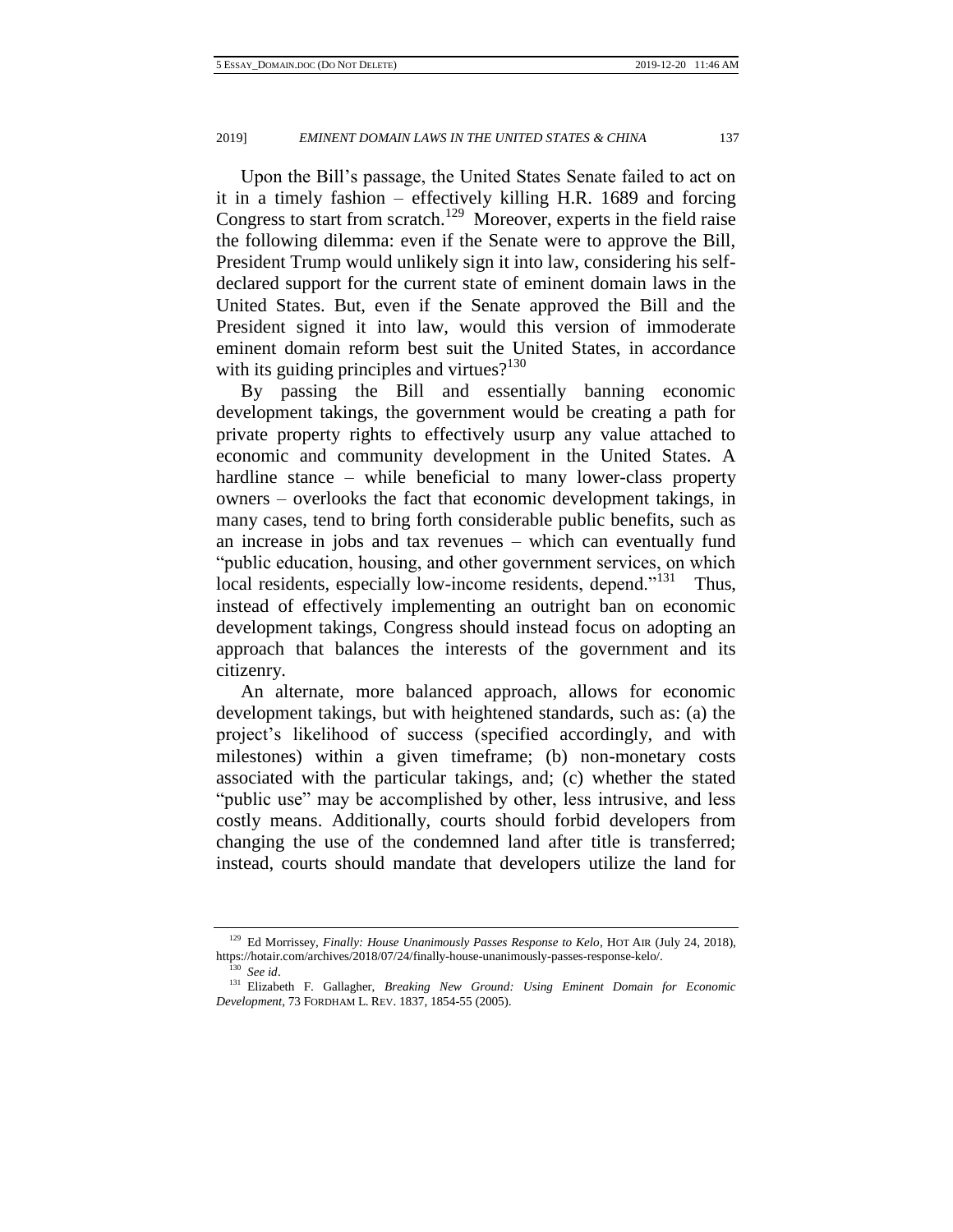Upon the Bill's passage, the United States Senate failed to act on it in a timely fashion – effectively killing H.R. 1689 and forcing Congress to start from scratch.[129] Moreover, experts in the field raise the following dilemma: even if the Senate were to approve the Bill, President Trump would unlikely sign it into law, considering his self-declared support for the current state of eminent domain laws in the United States. But, even if the Senate approved the Bill and the President signed it into law, would this version of immoderate eminent domain reform best suit the United States, in accordance with its guiding principles and virtues?[130]

By passing the Bill and essentially banning economic development takings, the government would be creating a path for private property rights to effectively usurp any value attached to economic and community development in the United States. A hardline stance – while beneficial to many lower-class property owners – overlooks the fact that economic development takings, in many cases, tend to bring forth considerable public benefits, such as an increase in jobs and tax revenues – which can eventually fund "public education, housing, and other government services, on which local residents, especially low-income residents, depend."[131] Thus, instead of effectively implementing an outright ban on economic development takings, Congress should instead focus on adopting an approach that balances the interests of the government and its citizenry.

An alternate, more balanced approach, allows for economic development takings, but with heightened standards, such as: (a) the project's likelihood of success (specified accordingly, and with milestones) within a given timeframe; (b) non-monetary costs associated with the particular takings, and; (c) whether the stated "public use" may be accomplished by other, less intrusive, and less costly means. Additionally, courts should forbid developers from changing the use of the condemned land after title is transferred; instead, courts should mandate that developers utilize the land for

---

[129] Ed Morrissey, *Finally: House Unanimously Passes Response to Kelo*, HOT AIR (July 24, 2018), https://hotair.com/archives/2018/07/24/finally-house-unanimously-passes-response-kelo/.

[130] *See id*.

[131] Elizabeth F. Gallagher, *Breaking New Ground: Using Eminent Domain for Economic Development*, 73 FORDHAM L. REV. 1837, 1854-55 (2005).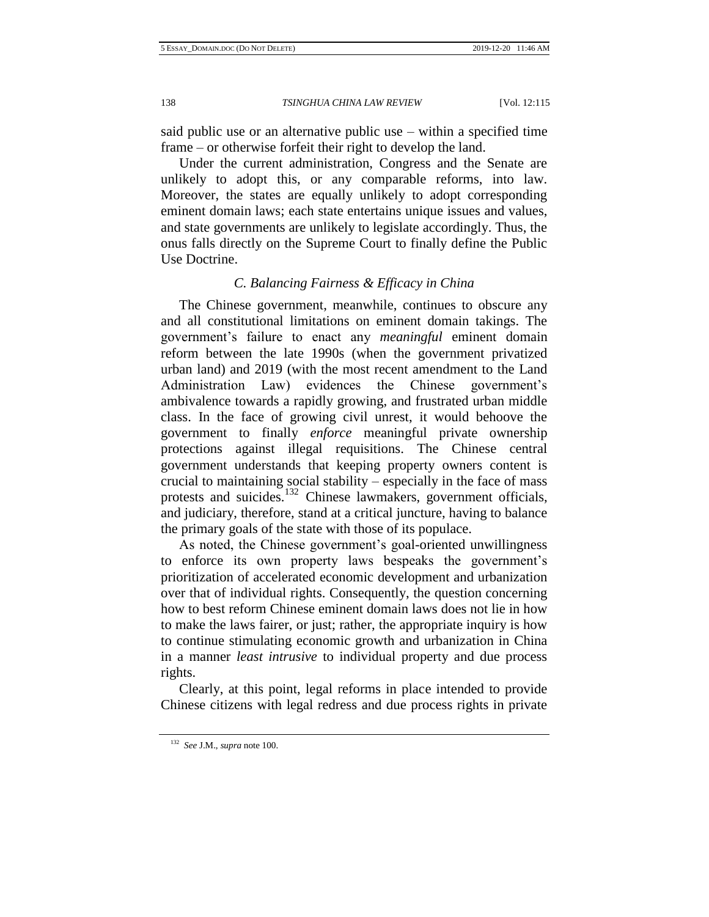said public use or an alternative public use – within a specified time frame – or otherwise forfeit their right to develop the land.

Under the current administration, Congress and the Senate are unlikely to adopt this, or any comparable reforms, into law. Moreover, the states are equally unlikely to adopt corresponding eminent domain laws; each state entertains unique issues and values, and state governments are unlikely to legislate accordingly. Thus, the onus falls directly on the Supreme Court to finally define the Public Use Doctrine.

### *C. Balancing Fairness & Efficacy in China*

The Chinese government, meanwhile, continues to obscure any and all constitutional limitations on eminent domain takings. The government's failure to enact any *meaningful* eminent domain reform between the late 1990s (when the government privatized urban land) and 2019 (with the most recent amendment to the Land Administration Law) evidences the Chinese government's ambivalence towards a rapidly growing, and frustrated urban middle class. In the face of growing civil unrest, it would behoove the government to finally *enforce* meaningful private ownership protections against illegal requisitions. The Chinese central government understands that keeping property owners content is crucial to maintaining social stability – especially in the face of mass protests and suicides.[132] Chinese lawmakers, government officials, and judiciary, therefore, stand at a critical juncture, having to balance the primary goals of the state with those of its populace.

As noted, the Chinese government's goal-oriented unwillingness to enforce its own property laws bespeaks the government's prioritization of accelerated economic development and urbanization over that of individual rights. Consequently, the question concerning how to best reform Chinese eminent domain laws does not lie in how to make the laws fairer, or just; rather, the appropriate inquiry is how to continue stimulating economic growth and urbanization in China in a manner *least intrusive* to individual property and due process rights.

Clearly, at this point, legal reforms in place intended to provide Chinese citizens with legal redress and due process rights in private

---

[132] *See* J.M., *supra* note 100.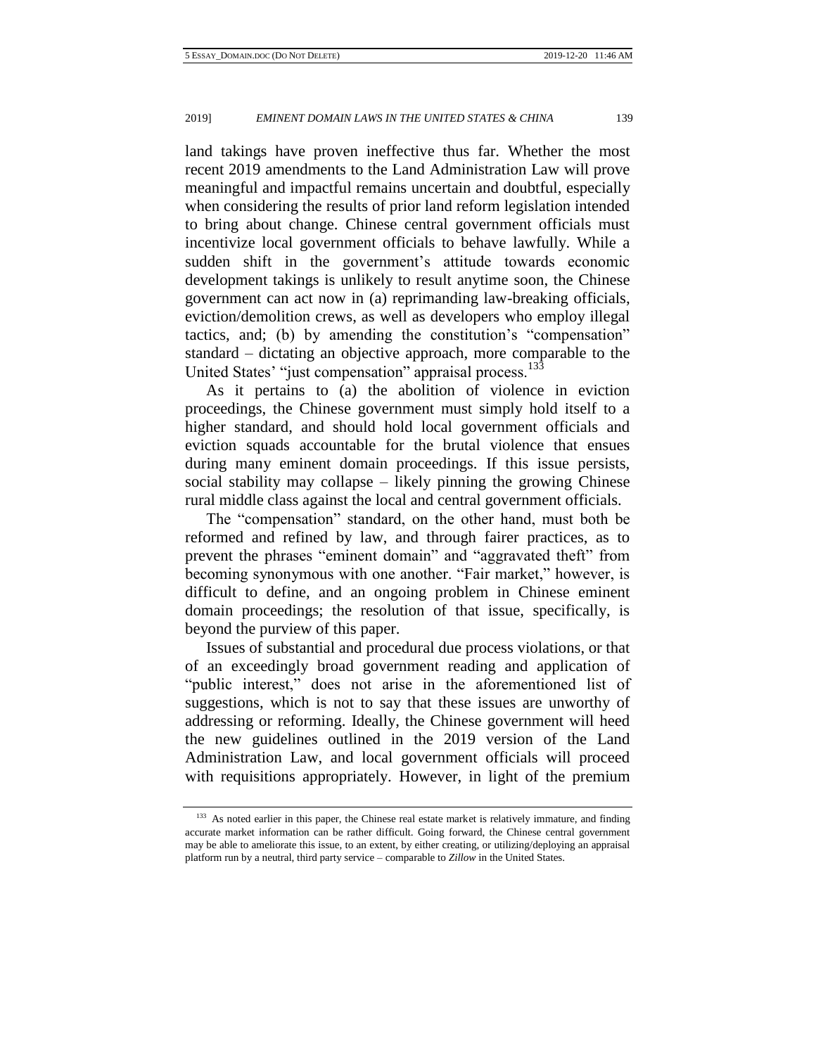land takings have proven ineffective thus far. Whether the most recent 2019 amendments to the Land Administration Law will prove meaningful and impactful remains uncertain and doubtful, especially when considering the results of prior land reform legislation intended to bring about change. Chinese central government officials must incentivize local government officials to behave lawfully. While a sudden shift in the government's attitude towards economic development takings is unlikely to result anytime soon, the Chinese government can act now in (a) reprimanding law-breaking officials, eviction/demolition crews, as well as developers who employ illegal tactics, and; (b) by amending the constitution's "compensation" standard – dictating an objective approach, more comparable to the United States' "just compensation" appraisal process.[133]

As it pertains to (a) the abolition of violence in eviction proceedings, the Chinese government must simply hold itself to a higher standard, and should hold local government officials and eviction squads accountable for the brutal violence that ensues during many eminent domain proceedings. If this issue persists, social stability may collapse – likely pinning the growing Chinese rural middle class against the local and central government officials.

The "compensation" standard, on the other hand, must both be reformed and refined by law, and through fairer practices, as to prevent the phrases "eminent domain" and "aggravated theft" from becoming synonymous with one another. "Fair market," however, is difficult to define, and an ongoing problem in Chinese eminent domain proceedings; the resolution of that issue, specifically, is beyond the purview of this paper.

Issues of substantial and procedural due process violations, or that of an exceedingly broad government reading and application of "public interest," does not arise in the aforementioned list of suggestions, which is not to say that these issues are unworthy of addressing or reforming. Ideally, the Chinese government will heed the new guidelines outlined in the 2019 version of the Land Administration Law, and local government officials will proceed with requisitions appropriately. However, in light of the premium

---

[133] As noted earlier in this paper, the Chinese real estate market is relatively immature, and finding accurate market information can be rather difficult. Going forward, the Chinese central government may be able to ameliorate this issue, to an extent, by either creating, or utilizing/deploying an appraisal platform run by a neutral, third party service – comparable to *Zillow* in the United States.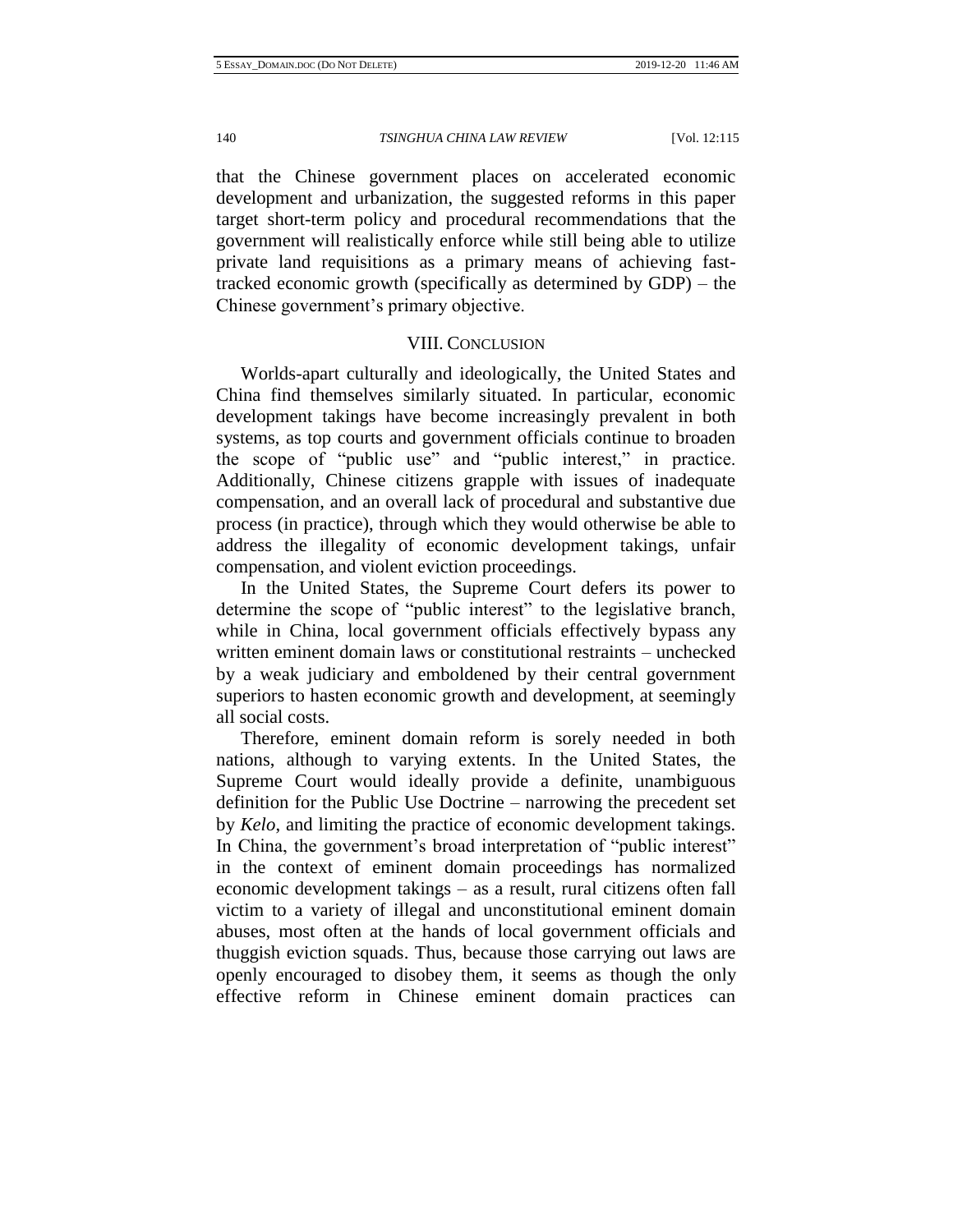that the Chinese government places on accelerated economic development and urbanization, the suggested reforms in this paper target short-term policy and procedural recommendations that the government will realistically enforce while still being able to utilize private land requisitions as a primary means of achieving fast-tracked economic growth (specifically as determined by GDP) – the Chinese government's primary objective.

## VIII. Conclusion

Worlds-apart culturally and ideologically, the United States and China find themselves similarly situated. In particular, economic development takings have become increasingly prevalent in both systems, as top courts and government officials continue to broaden the scope of "public use" and "public interest," in practice. Additionally, Chinese citizens grapple with issues of inadequate compensation, and an overall lack of procedural and substantive due process (in practice), through which they would otherwise be able to address the illegality of economic development takings, unfair compensation, and violent eviction proceedings.

In the United States, the Supreme Court defers its power to determine the scope of "public interest" to the legislative branch, while in China, local government officials effectively bypass any written eminent domain laws or constitutional restraints – unchecked by a weak judiciary and emboldened by their central government superiors to hasten economic growth and development, at seemingly all social costs.

Therefore, eminent domain reform is sorely needed in both nations, although to varying extents. In the United States, the Supreme Court would ideally provide a definite, unambiguous definition for the Public Use Doctrine – narrowing the precedent set by *Kelo*, and limiting the practice of economic development takings. In China, the government's broad interpretation of "public interest" in the context of eminent domain proceedings has normalized economic development takings – as a result, rural citizens often fall victim to a variety of illegal and unconstitutional eminent domain abuses, most often at the hands of local government officials and thuggish eviction squads. Thus, because those carrying out laws are openly encouraged to disobey them, it seems as though the only effective reform in Chinese eminent domain practices can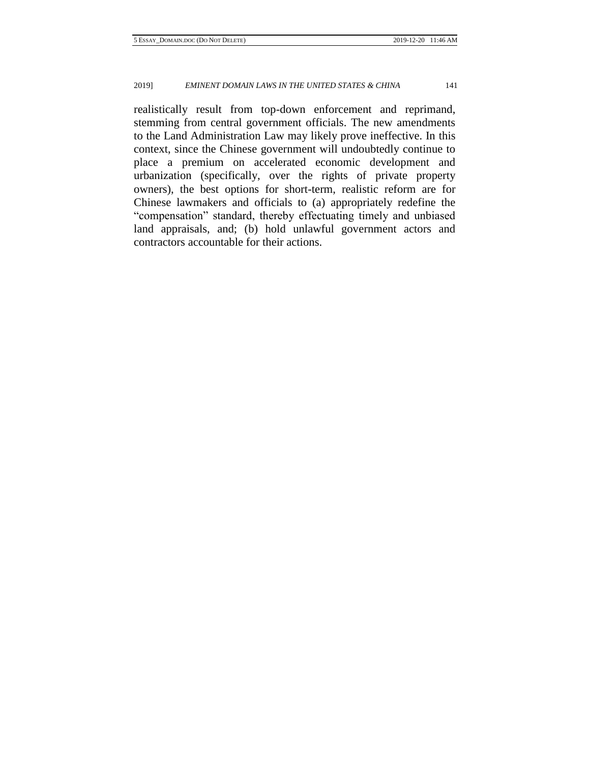realistically result from top-down enforcement and reprimand, stemming from central government officials. The new amendments to the Land Administration Law may likely prove ineffective. In this context, since the Chinese government will undoubtedly continue to place a premium on accelerated economic development and urbanization (specifically, over the rights of private property owners), the best options for short-term, realistic reform are for Chinese lawmakers and officials to (a) appropriately redefine the "compensation" standard, thereby effectuating timely and unbiased land appraisals, and; (b) hold unlawful government actors and contractors accountable for their actions.